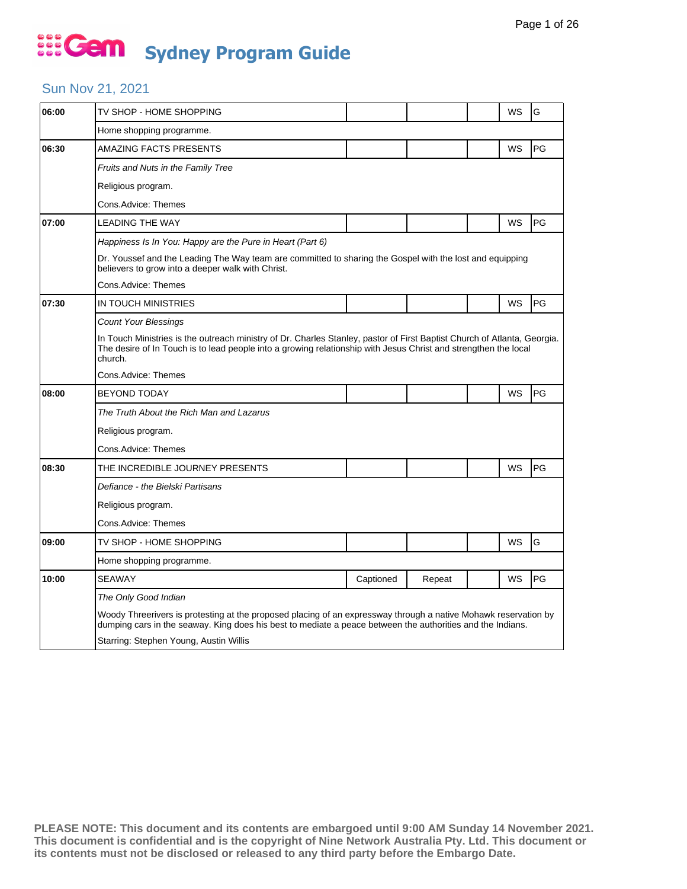# Gem Sydney Program Guide

## Sun Nov 21, 2021

| Time | Program | | | | | |
|---|---|---|---|---|---|---|
| 06:00 | TV SHOP - HOME SHOPPING | | | | WS | G |
| | Home shopping programme. | | | | | |
| 06:30 | AMAZING FACTS PRESENTS | | | | WS | PG |
| | *Fruits and Nuts in the Family Tree* | | | | | |
| | Religious program. | | | | | |
| | Cons.Advice: Themes | | | | | |
| 07:00 | LEADING THE WAY | | | | WS | PG |
| | *Happiness Is In You: Happy are the Pure in Heart (Part 6)* | | | | | |
| | Dr. Youssef and the Leading The Way team are committed to sharing the Gospel with the lost and equipping believers to grow into a deeper walk with Christ. | | | | | |
| | Cons.Advice: Themes | | | | | |
| 07:30 | IN TOUCH MINISTRIES | | | | WS | PG |
| | *Count Your Blessings* | | | | | |
| | In Touch Ministries is the outreach ministry of Dr. Charles Stanley, pastor of First Baptist Church of Atlanta, Georgia. The desire of In Touch is to lead people into a growing relationship with Jesus Christ and strengthen the local church. | | | | | |
| | Cons.Advice: Themes | | | | | |
| 08:00 | BEYOND TODAY | | | | WS | PG |
| | *The Truth About the Rich Man and Lazarus* | | | | | |
| | Religious program. | | | | | |
| | Cons.Advice: Themes | | | | | |
| 08:30 | THE INCREDIBLE JOURNEY PRESENTS | | | | WS | PG |
| | *Defiance - the Bielski Partisans* | | | | | |
| | Religious program. | | | | | |
| | Cons.Advice: Themes | | | | | |
| 09:00 | TV SHOP - HOME SHOPPING | | | | WS | G |
| | Home shopping programme. | | | | | |
| 10:00 | SEAWAY | Captioned | Repeat | | WS | PG |
| | *The Only Good Indian* | | | | | |
| | Woody Threerivers is protesting at the proposed placing of an expressway through a native Mohawk reservation by dumping cars in the seaway. King does his best to mediate a peace between the authorities and the Indians. | | | | | |
| | Starring: Stephen Young, Austin Willis | | | | | |

**PLEASE NOTE: This document and its contents are embargoed until 9:00 AM Sunday 14 November 2021. This document is confidential and is the copyright of Nine Network Australia Pty. Ltd. This document or its contents must not be disclosed or released to any third party before the Embargo Date.**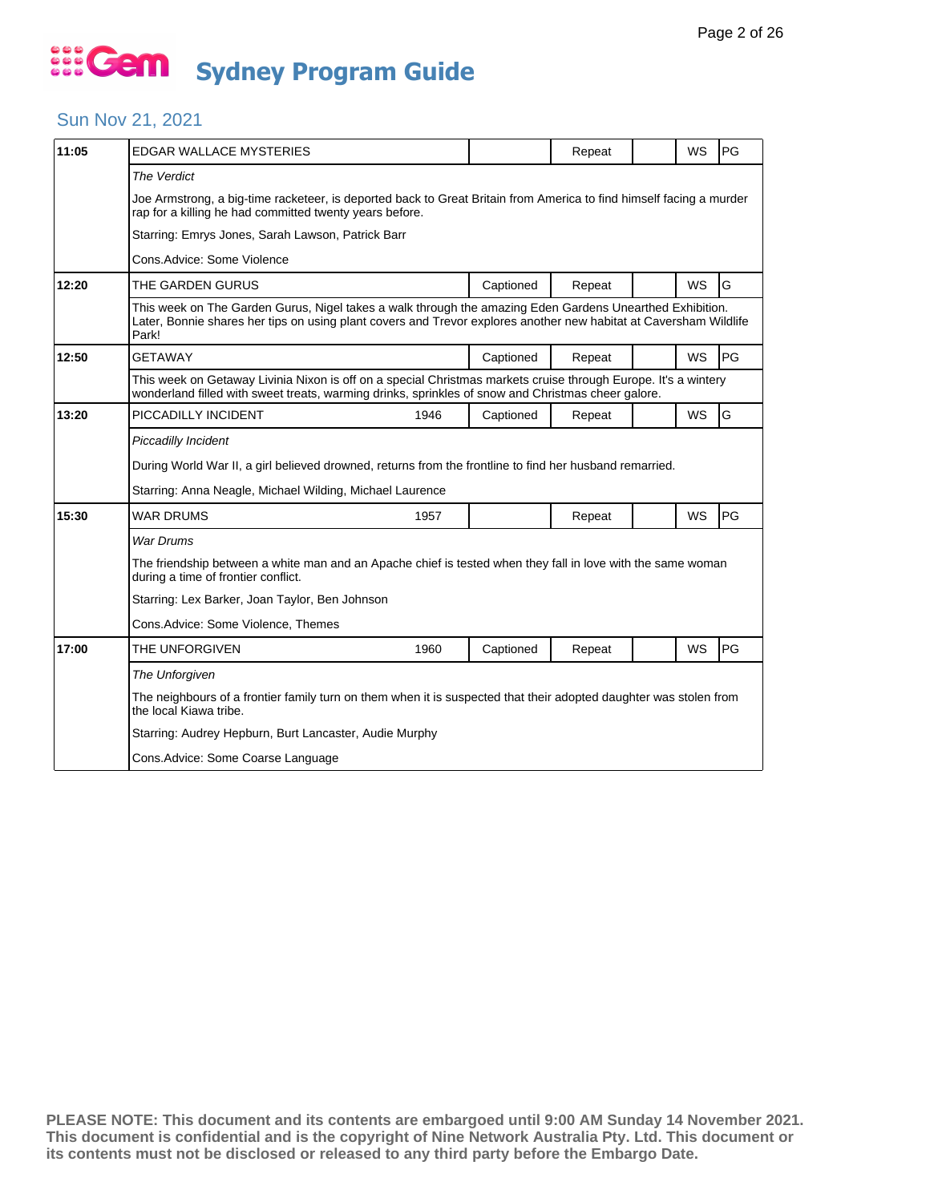# Sydney Program Guide

## Sun Nov 21, 2021

| Time | Program | Year | Captioned | Repeat | | WS | Rating |
|---|---|---|---|---|---|---|---|
| 11:05 | EDGAR WALLACE MYSTERIES | | | Repeat | | WS | PG |
| | *The Verdict*<br>Joe Armstrong, a big-time racketeer, is deported back to Great Britain from America to find himself facing a murder rap for a killing he had committed twenty years before.<br>Starring: Emrys Jones, Sarah Lawson, Patrick Barr<br>Cons.Advice: Some Violence | | | | | | |
| 12:20 | THE GARDEN GURUS | | Captioned | Repeat | | WS | G |
| | This week on The Garden Gurus, Nigel takes a walk through the amazing Eden Gardens Unearthed Exhibition. Later, Bonnie shares her tips on using plant covers and Trevor explores another new habitat at Caversham Wildlife Park! | | | | | | |
| 12:50 | GETAWAY | | Captioned | Repeat | | WS | PG |
| | This week on Getaway Livinia Nixon is off on a special Christmas markets cruise through Europe. It's a wintery wonderland filled with sweet treats, warming drinks, sprinkles of snow and Christmas cheer galore. | | | | | | |
| 13:20 | PICCADILLY INCIDENT | 1946 | Captioned | Repeat | | WS | G |
| | *Piccadilly Incident*<br>During World War II, a girl believed drowned, returns from the frontline to find her husband remarried.<br>Starring: Anna Neagle, Michael Wilding, Michael Laurence | | | | | | |
| 15:30 | WAR DRUMS | 1957 | | Repeat | | WS | PG |
| | *War Drums*<br>The friendship between a white man and an Apache chief is tested when they fall in love with the same woman during a time of frontier conflict.<br>Starring: Lex Barker, Joan Taylor, Ben Johnson<br>Cons.Advice: Some Violence, Themes | | | | | | |
| 17:00 | THE UNFORGIVEN | 1960 | Captioned | Repeat | | WS | PG |
| | *The Unforgiven*<br>The neighbours of a frontier family turn on them when it is suspected that their adopted daughter was stolen from the local Kiawa tribe.<br>Starring: Audrey Hepburn, Burt Lancaster, Audie Murphy<br>Cons.Advice: Some Coarse Language | | | | | | |

**PLEASE NOTE: This document and its contents are embargoed until 9:00 AM Sunday 14 November 2021. This document is confidential and is the copyright of Nine Network Australia Pty. Ltd. This document or its contents must not be disclosed or released to any third party before the Embargo Date.**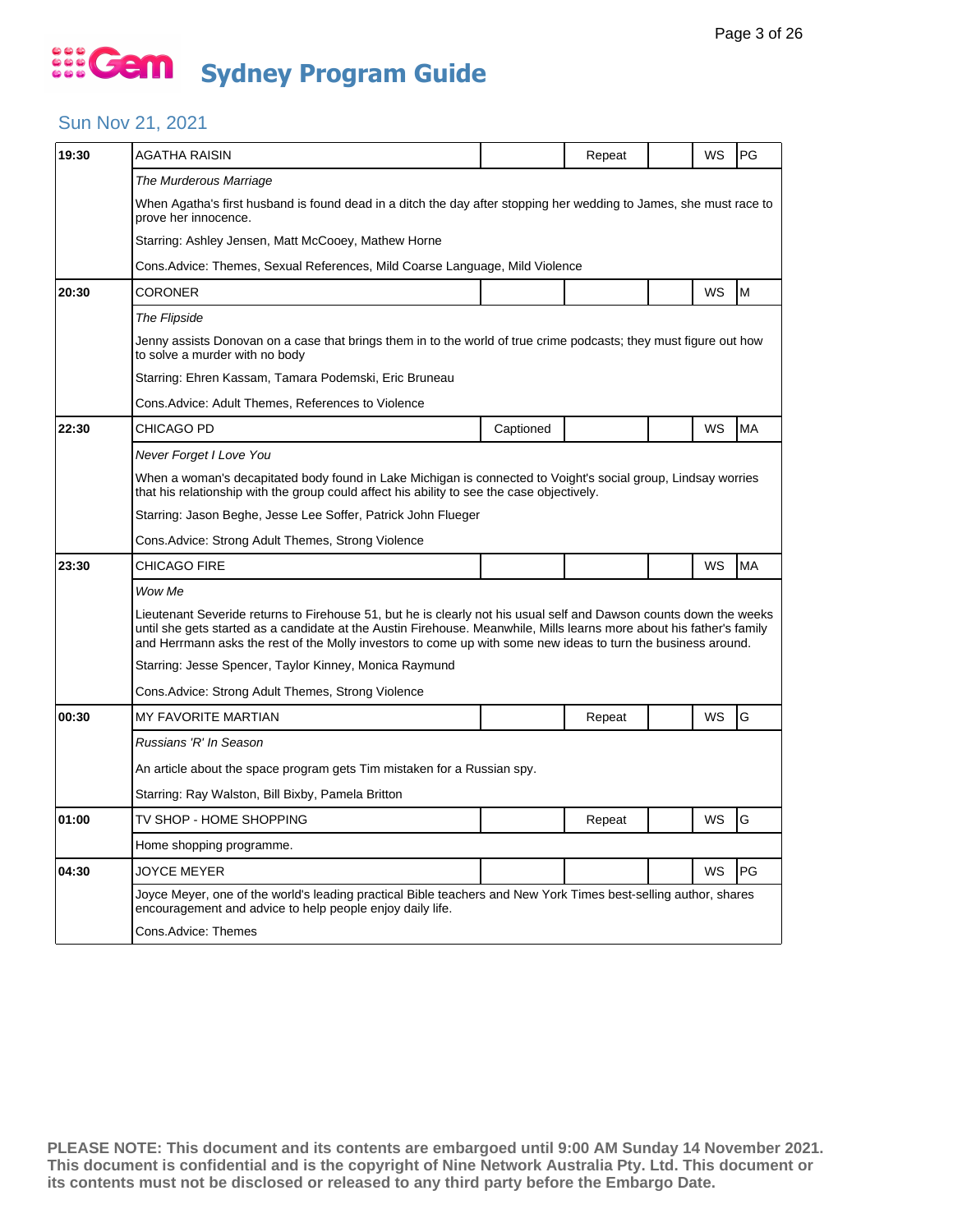# Gem Sydney Program Guide

## Sun Nov 21, 2021

| Time | Program | Captioned | Repeat | | WS | Rating |
|---|---|---|---|---|---|---|
| 19:30 | AGATHA RAISIN | | Repeat | | WS | PG |
| | *The Murderous Marriage* | | | | | |
| | When Agatha's first husband is found dead in a ditch the day after stopping her wedding to James, she must race to prove her innocence. | | | | | |
| | Starring: Ashley Jensen, Matt McCooey, Mathew Horne | | | | | |
| | Cons.Advice: Themes, Sexual References, Mild Coarse Language, Mild Violence | | | | | |
| 20:30 | CORONER | | | | WS | M |
| | *The Flipside* | | | | | |
| | Jenny assists Donovan on a case that brings them in to the world of true crime podcasts; they must figure out how to solve a murder with no body | | | | | |
| | Starring: Ehren Kassam, Tamara Podemski, Eric Bruneau | | | | | |
| | Cons.Advice: Adult Themes, References to Violence | | | | | |
| 22:30 | CHICAGO PD | Captioned | | | WS | MA |
| | *Never Forget I Love You* | | | | | |
| | When a woman's decapitated body found in Lake Michigan is connected to Voight's social group, Lindsay worries that his relationship with the group could affect his ability to see the case objectively. | | | | | |
| | Starring: Jason Beghe, Jesse Lee Soffer, Patrick John Flueger | | | | | |
| | Cons.Advice: Strong Adult Themes, Strong Violence | | | | | |
| 23:30 | CHICAGO FIRE | | | | WS | MA |
| | *Wow Me* | | | | | |
| | Lieutenant Severide returns to Firehouse 51, but he is clearly not his usual self and Dawson counts down the weeks until she gets started as a candidate at the Austin Firehouse. Meanwhile, Mills learns more about his father's family and Herrmann asks the rest of the Molly investors to come up with some new ideas to turn the business around. | | | | | |
| | Starring: Jesse Spencer, Taylor Kinney, Monica Raymund | | | | | |
| | Cons.Advice: Strong Adult Themes, Strong Violence | | | | | |
| 00:30 | MY FAVORITE MARTIAN | | Repeat | | WS | G |
| | *Russians 'R' In Season* | | | | | |
| | An article about the space program gets Tim mistaken for a Russian spy. | | | | | |
| | Starring: Ray Walston, Bill Bixby, Pamela Britton | | | | | |
| 01:00 | TV SHOP - HOME SHOPPING | | Repeat | | WS | G |
| | Home shopping programme. | | | | | |
| 04:30 | JOYCE MEYER | | | | WS | PG |
| | Joyce Meyer, one of the world's leading practical Bible teachers and New York Times best-selling author, shares encouragement and advice to help people enjoy daily life. | | | | | |
| | Cons.Advice: Themes | | | | | |

**PLEASE NOTE: This document and its contents are embargoed until 9:00 AM Sunday 14 November 2021. This document is confidential and is the copyright of Nine Network Australia Pty. Ltd. This document or its contents must not be disclosed or released to any third party before the Embargo Date.**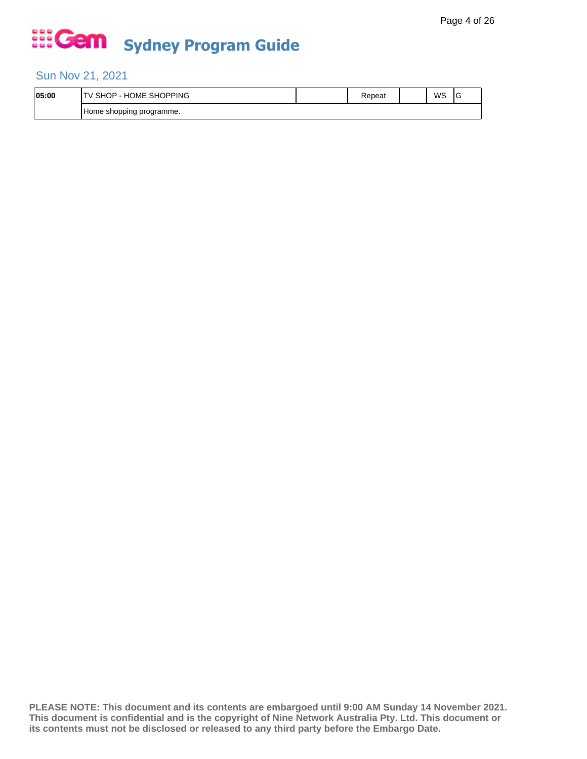# Sydney Program Guide

## Sun Nov 21, 2021

| 05:00 | TV SHOP - HOME SHOPPING | | Repeat | | WS | G |
|---|---|---|---|---|---|---|
| | Home shopping programme. | | | | | |

**PLEASE NOTE: This document and its contents are embargoed until 9:00 AM Sunday 14 November 2021. This document is confidential and is the copyright of Nine Network Australia Pty. Ltd. This document or its contents must not be disclosed or released to any third party before the Embargo Date.**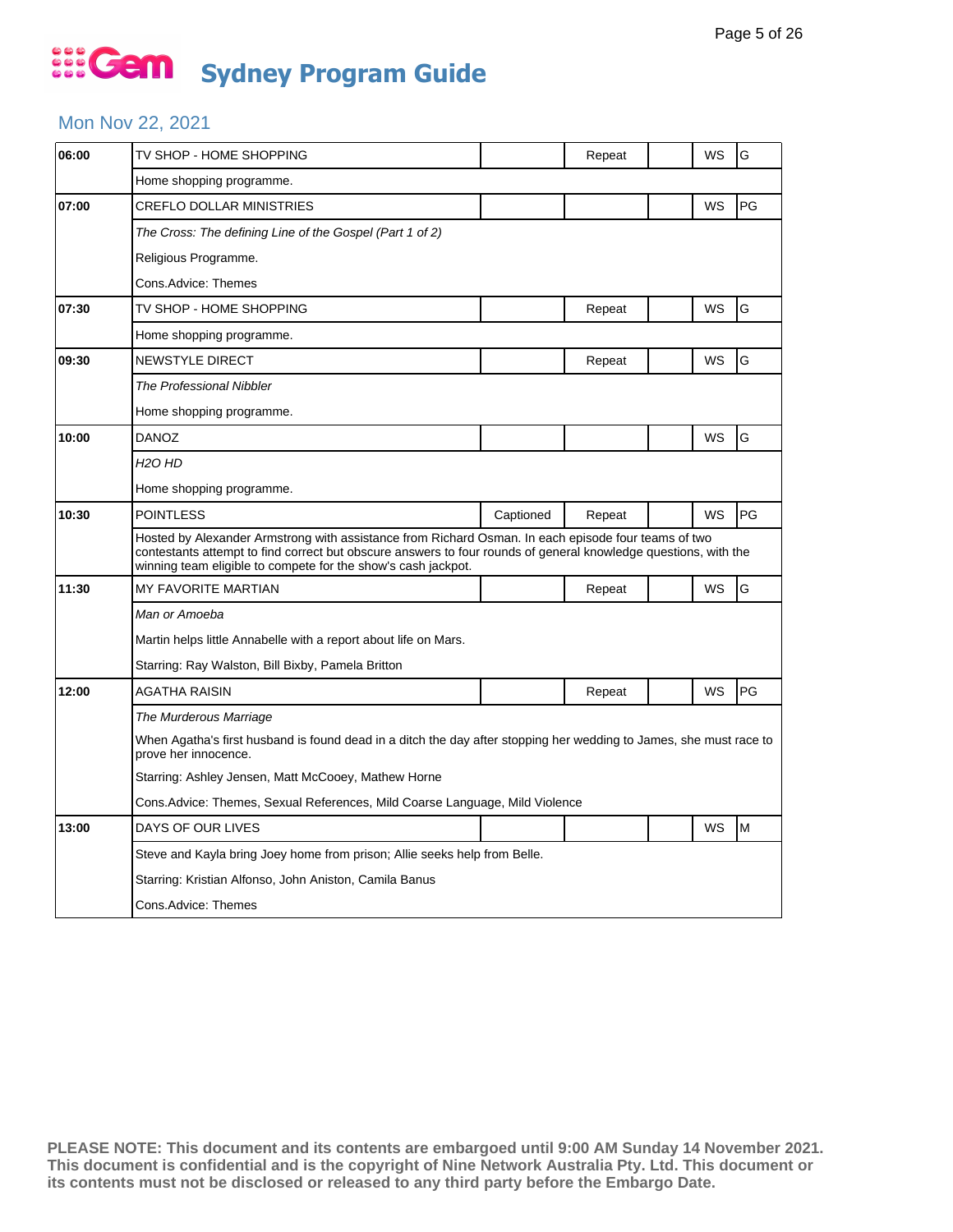# Gem Sydney Program Guide

## Mon Nov 22, 2021

| Time | Program | Captioned | Repeat | | WS | Rating |
|---|---|---|---|---|---|---|
| 06:00 | TV SHOP - HOME SHOPPING | | Repeat | | WS | G |
| | Home shopping programme. | | | | | |
| 07:00 | CREFLO DOLLAR MINISTRIES | | | | WS | PG |
| | *The Cross: The defining Line of the Gospel (Part 1 of 2)* | | | | | |
| | Religious Programme. | | | | | |
| | Cons.Advice: Themes | | | | | |
| 07:30 | TV SHOP - HOME SHOPPING | | Repeat | | WS | G |
| | Home shopping programme. | | | | | |
| 09:30 | NEWSTYLE DIRECT | | Repeat | | WS | G |
| | *The Professional Nibbler* | | | | | |
| | Home shopping programme. | | | | | |
| 10:00 | DANOZ | | | | WS | G |
| | *H2O HD* | | | | | |
| | Home shopping programme. | | | | | |
| 10:30 | POINTLESS | Captioned | Repeat | | WS | PG |
| | Hosted by Alexander Armstrong with assistance from Richard Osman. In each episode four teams of two contestants attempt to find correct but obscure answers to four rounds of general knowledge questions, with the winning team eligible to compete for the show's cash jackpot. | | | | | |
| 11:30 | MY FAVORITE MARTIAN | | Repeat | | WS | G |
| | *Man or Amoeba* | | | | | |
| | Martin helps little Annabelle with a report about life on Mars. | | | | | |
| | Starring: Ray Walston, Bill Bixby, Pamela Britton | | | | | |
| 12:00 | AGATHA RAISIN | | Repeat | | WS | PG |
| | *The Murderous Marriage* | | | | | |
| | When Agatha's first husband is found dead in a ditch the day after stopping her wedding to James, she must race to prove her innocence. | | | | | |
| | Starring: Ashley Jensen, Matt McCooey, Mathew Horne | | | | | |
| | Cons.Advice: Themes, Sexual References, Mild Coarse Language, Mild Violence | | | | | |
| 13:00 | DAYS OF OUR LIVES | | | | WS | M |
| | Steve and Kayla bring Joey home from prison; Allie seeks help from Belle. | | | | | |
| | Starring: Kristian Alfonso, John Aniston, Camila Banus | | | | | |
| | Cons.Advice: Themes | | | | | |

**PLEASE NOTE: This document and its contents are embargoed until 9:00 AM Sunday 14 November 2021. This document is confidential and is the copyright of Nine Network Australia Pty. Ltd. This document or its contents must not be disclosed or released to any third party before the Embargo Date.**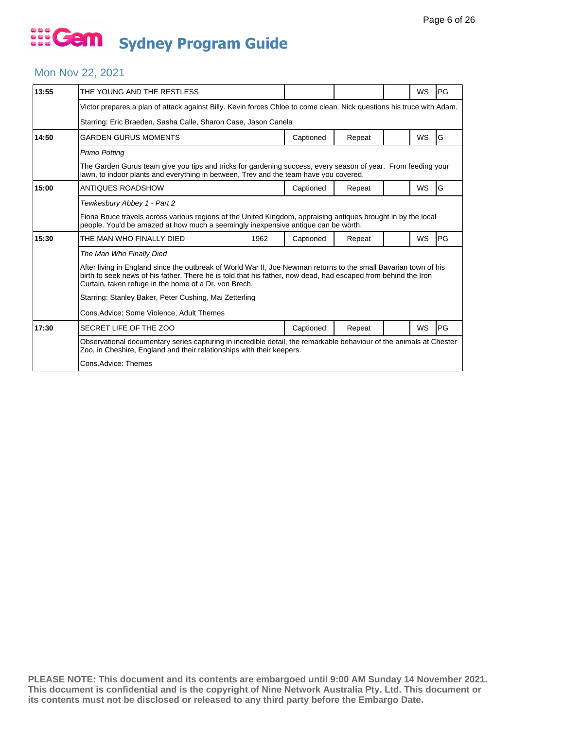# Gem Sydney Program Guide

## Mon Nov 22, 2021

| Time | Program | | | | | |
|---|---|---|---|---|---|---|
| 13:55 | THE YOUNG AND THE RESTLESS | | | | WS | PG |
| | Victor prepares a plan of attack against Billy. Kevin forces Chloe to come clean. Nick questions his truce with Adam.<br><br>Starring: Eric Braeden, Sasha Calle, Sharon Case, Jason Canela | | | | | |
| 14:50 | GARDEN GURUS MOMENTS | Captioned | Repeat | | WS | G |
| | *Primo Potting*<br><br>The Garden Gurus team give you tips and tricks for gardening success, every season of year. From feeding your lawn, to indoor plants and everything in between, Trev and the team have you covered. | | | | | |
| 15:00 | ANTIQUES ROADSHOW | Captioned | Repeat | | WS | G |
| | *Tewkesbury Abbey 1 - Part 2*<br><br>Fiona Bruce travels across various regions of the United Kingdom, appraising antiques brought in by the local people. You'd be amazed at how much a seemingly inexpensive antique can be worth. | | | | | |
| 15:30 | THE MAN WHO FINALLY DIED 1962 | Captioned | Repeat | | WS | PG |
| | *The Man Who Finally Died*<br><br>After living in England since the outbreak of World War II, Joe Newman returns to the small Bavarian town of his birth to seek news of his father. There he is told that his father, now dead, had escaped from behind the Iron Curtain, taken refuge in the home of a Dr. von Brech.<br><br>Starring: Stanley Baker, Peter Cushing, Mai Zetterling<br><br>Cons.Advice: Some Violence, Adult Themes | | | | | |
| 17:30 | SECRET LIFE OF THE ZOO | Captioned | Repeat | | WS | PG |
| | Observational documentary series capturing in incredible detail, the remarkable behaviour of the animals at Chester Zoo, in Cheshire, England and their relationships with their keepers.<br><br>Cons.Advice: Themes | | | | | |

**PLEASE NOTE: This document and its contents are embargoed until 9:00 AM Sunday 14 November 2021. This document is confidential and is the copyright of Nine Network Australia Pty. Ltd. This document or its contents must not be disclosed or released to any third party before the Embargo Date.**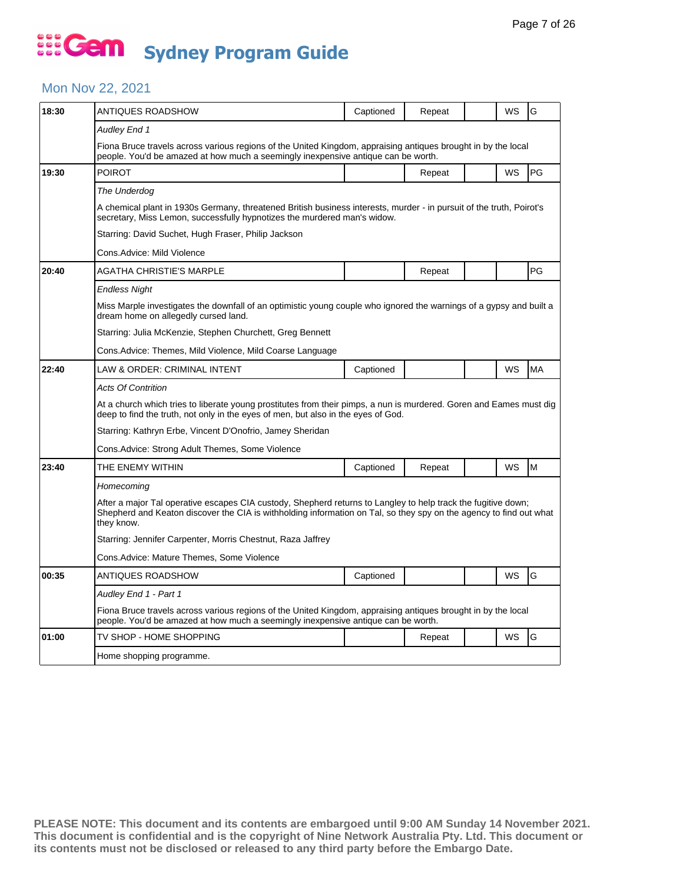# Sydney Program Guide

## Mon Nov 22, 2021

| Time | Program | Captioned | Repeat | | WS | Rating |
|---|---|---|---|---|---|---|
| 18:30 | ANTIQUES ROADSHOW | Captioned | Repeat | | WS | G |
| | *Audley End 1* | | | | | |
| | Fiona Bruce travels across various regions of the United Kingdom, appraising antiques brought in by the local people. You'd be amazed at how much a seemingly inexpensive antique can be worth. | | | | | |
| 19:30 | POIROT | | Repeat | | WS | PG |
| | *The Underdog* | | | | | |
| | A chemical plant in 1930s Germany, threatened British business interests, murder - in pursuit of the truth, Poirot's secretary, Miss Lemon, successfully hypnotizes the murdered man's widow. | | | | | |
| | Starring: David Suchet, Hugh Fraser, Philip Jackson | | | | | |
| | Cons.Advice: Mild Violence | | | | | |
| 20:40 | AGATHA CHRISTIE'S MARPLE | | Repeat | | | PG |
| | *Endless Night* | | | | | |
| | Miss Marple investigates the downfall of an optimistic young couple who ignored the warnings of a gypsy and built a dream home on allegedly cursed land. | | | | | |
| | Starring: Julia McKenzie, Stephen Churchett, Greg Bennett | | | | | |
| | Cons.Advice: Themes, Mild Violence, Mild Coarse Language | | | | | |
| 22:40 | LAW & ORDER: CRIMINAL INTENT | Captioned | | | WS | MA |
| | *Acts Of Contrition* | | | | | |
| | At a church which tries to liberate young prostitutes from their pimps, a nun is murdered. Goren and Eames must dig deep to find the truth, not only in the eyes of men, but also in the eyes of God. | | | | | |
| | Starring: Kathryn Erbe, Vincent D'Onofrio, Jamey Sheridan | | | | | |
| | Cons.Advice: Strong Adult Themes, Some Violence | | | | | |
| 23:40 | THE ENEMY WITHIN | Captioned | Repeat | | WS | M |
| | *Homecoming* | | | | | |
| | After a major Tal operative escapes CIA custody, Shepherd returns to Langley to help track the fugitive down; Shepherd and Keaton discover the CIA is withholding information on Tal, so they spy on the agency to find out what they know. | | | | | |
| | Starring: Jennifer Carpenter, Morris Chestnut, Raza Jaffrey | | | | | |
| | Cons.Advice: Mature Themes, Some Violence | | | | | |
| 00:35 | ANTIQUES ROADSHOW | Captioned | | | WS | G |
| | *Audley End 1 - Part 1* | | | | | |
| | Fiona Bruce travels across various regions of the United Kingdom, appraising antiques brought in by the local people. You'd be amazed at how much a seemingly inexpensive antique can be worth. | | | | | |
| 01:00 | TV SHOP - HOME SHOPPING | | Repeat | | WS | G |
| | Home shopping programme. | | | | | |

**PLEASE NOTE: This document and its contents are embargoed until 9:00 AM Sunday 14 November 2021. This document is confidential and is the copyright of Nine Network Australia Pty. Ltd. This document or its contents must not be disclosed or released to any third party before the Embargo Date.**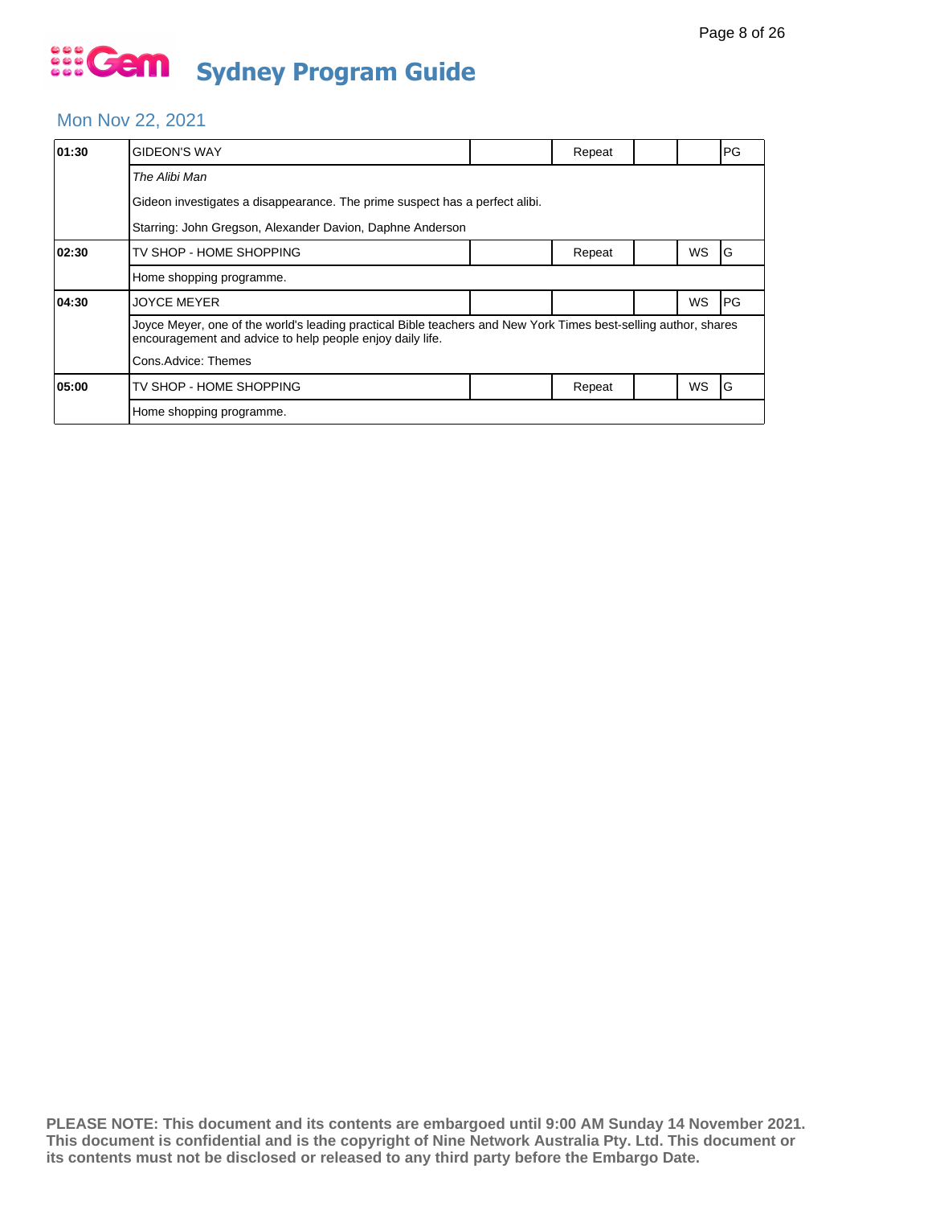# Gem Sydney Program Guide

## Mon Nov 22, 2021

| Time | Program | | Repeat | | WS | Rating |
|---|---|---|---|---|---|---|
| 01:30 | GIDEON'S WAY | | Repeat | | | PG |
| | *The Alibi Man*<br>Gideon investigates a disappearance. The prime suspect has a perfect alibi.<br>Starring: John Gregson, Alexander Davion, Daphne Anderson | | | | | |
| 02:30 | TV SHOP - HOME SHOPPING | | Repeat | | WS | G |
| | Home shopping programme. | | | | | |
| 04:30 | JOYCE MEYER | | | | WS | PG |
| | Joyce Meyer, one of the world's leading practical Bible teachers and New York Times best-selling author, shares encouragement and advice to help people enjoy daily life.<br>Cons.Advice: Themes | | | | | |
| 05:00 | TV SHOP - HOME SHOPPING | | Repeat | | WS | G |
| | Home shopping programme. | | | | | |

**PLEASE NOTE: This document and its contents are embargoed until 9:00 AM Sunday 14 November 2021. This document is confidential and is the copyright of Nine Network Australia Pty. Ltd. This document or its contents must not be disclosed or released to any third party before the Embargo Date.**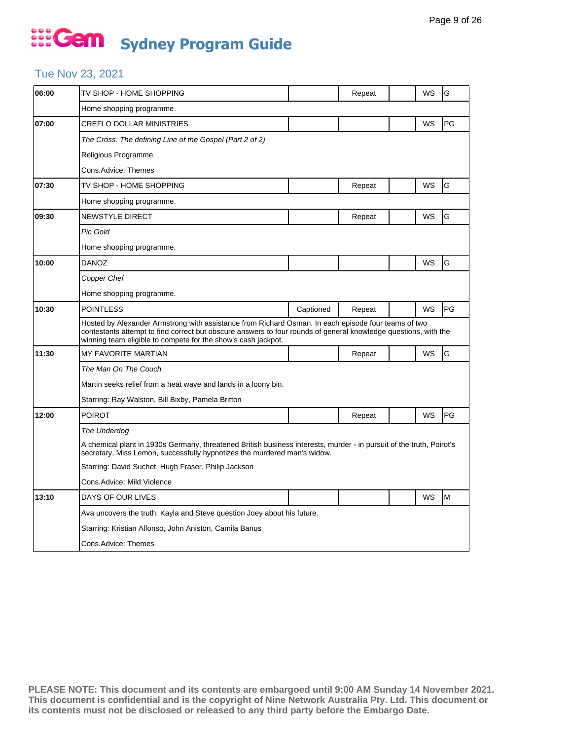# Gem Sydney Program Guide

## Tue Nov 23, 2021

| Time | Program | Captioned | Repeat | | WS | Rating |
|---|---|---|---|---|---|---|
| 06:00 | TV SHOP - HOME SHOPPING | | Repeat | | WS | G |
| | Home shopping programme. | | | | | |
| 07:00 | CREFLO DOLLAR MINISTRIES | | | | WS | PG |
| | *The Cross: The defining Line of the Gospel (Part 2 of 2)* | | | | | |
| | Religious Programme. | | | | | |
| | Cons.Advice: Themes | | | | | |
| 07:30 | TV SHOP - HOME SHOPPING | | Repeat | | WS | G |
| | Home shopping programme. | | | | | |
| 09:30 | NEWSTYLE DIRECT | | Repeat | | WS | G |
| | *Pic Gold* | | | | | |
| | Home shopping programme. | | | | | |
| 10:00 | DANOZ | | | | WS | G |
| | *Copper Chef* | | | | | |
| | Home shopping programme. | | | | | |
| 10:30 | POINTLESS | Captioned | Repeat | | WS | PG |
| | Hosted by Alexander Armstrong with assistance from Richard Osman. In each episode four teams of two contestants attempt to find correct but obscure answers to four rounds of general knowledge questions, with the winning team eligible to compete for the show's cash jackpot. | | | | | |
| 11:30 | MY FAVORITE MARTIAN | | Repeat | | WS | G |
| | *The Man On The Couch* | | | | | |
| | Martin seeks relief from a heat wave and lands in a loony bin. | | | | | |
| | Starring: Ray Walston, Bill Bixby, Pamela Britton | | | | | |
| 12:00 | POIROT | | Repeat | | WS | PG |
| | *The Underdog* | | | | | |
| | A chemical plant in 1930s Germany, threatened British business interests, murder - in pursuit of the truth, Poirot's secretary, Miss Lemon, successfully hypnotizes the murdered man's widow. | | | | | |
| | Starring: David Suchet, Hugh Fraser, Philip Jackson | | | | | |
| | Cons.Advice: Mild Violence | | | | | |
| 13:10 | DAYS OF OUR LIVES | | | | WS | M |
| | Ava uncovers the truth; Kayla and Steve question Joey about his future. | | | | | |
| | Starring: Kristian Alfonso, John Aniston, Camila Banus | | | | | |
| | Cons.Advice: Themes | | | | | |

**PLEASE NOTE: This document and its contents are embargoed until 9:00 AM Sunday 14 November 2021. This document is confidential and is the copyright of Nine Network Australia Pty. Ltd. This document or its contents must not be disclosed or released to any third party before the Embargo Date.**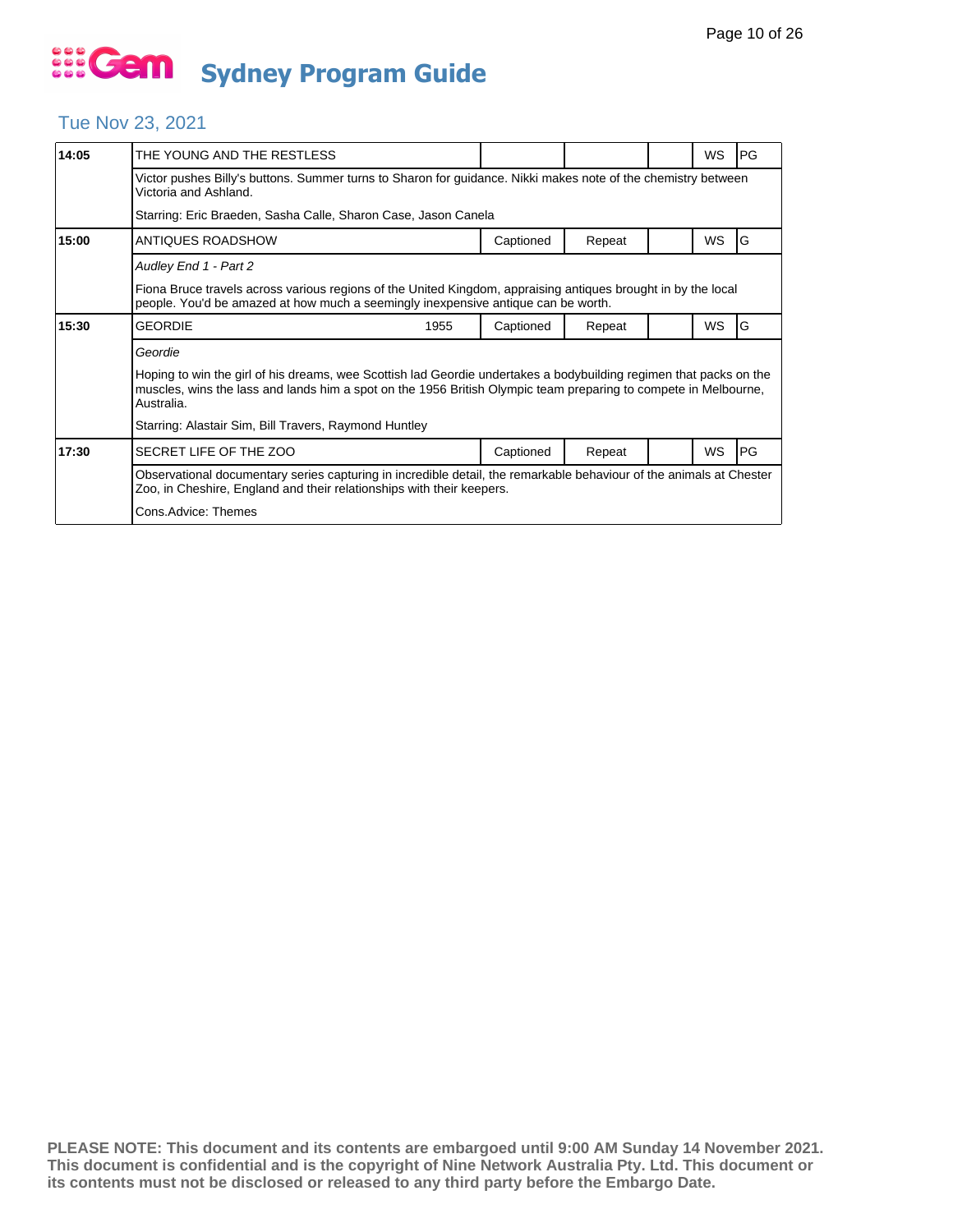# Gem Sydney Program Guide

## Tue Nov 23, 2021

| Time | Program | Year | Captioned | Repeat | | WS | Rating |
|---|---|---|---|---|---|---|---|
| 14:05 | THE YOUNG AND THE RESTLESS | | | | | WS | PG |

Victor pushes Billy's buttons. Summer turns to Sharon for guidance. Nikki makes note of the chemistry between Victoria and Ashland.

Starring: Eric Braeden, Sasha Calle, Sharon Case, Jason Canela

| Time | Program | Year | Captioned | Repeat | | WS | Rating |
|---|---|---|---|---|---|---|---|
| 15:00 | ANTIQUES ROADSHOW | | Captioned | Repeat | | WS | G |

*Audley End 1 - Part 2*

Fiona Bruce travels across various regions of the United Kingdom, appraising antiques brought in by the local people. You'd be amazed at how much a seemingly inexpensive antique can be worth.

| Time | Program | Year | Captioned | Repeat | | WS | Rating |
|---|---|---|---|---|---|---|---|
| 15:30 | GEORDIE | 1955 | Captioned | Repeat | | WS | G |

*Geordie*

Hoping to win the girl of his dreams, wee Scottish lad Geordie undertakes a bodybuilding regimen that packs on the muscles, wins the lass and lands him a spot on the 1956 British Olympic team preparing to compete in Melbourne, Australia.

Starring: Alastair Sim, Bill Travers, Raymond Huntley

| Time | Program | Year | Captioned | Repeat | | WS | Rating |
|---|---|---|---|---|---|---|---|
| 17:30 | SECRET LIFE OF THE ZOO | | Captioned | Repeat | | WS | PG |

Observational documentary series capturing in incredible detail, the remarkable behaviour of the animals at Chester Zoo, in Cheshire, England and their relationships with their keepers.

Cons.Advice: Themes

**PLEASE NOTE: This document and its contents are embargoed until 9:00 AM Sunday 14 November 2021. This document is confidential and is the copyright of Nine Network Australia Pty. Ltd. This document or its contents must not be disclosed or released to any third party before the Embargo Date.**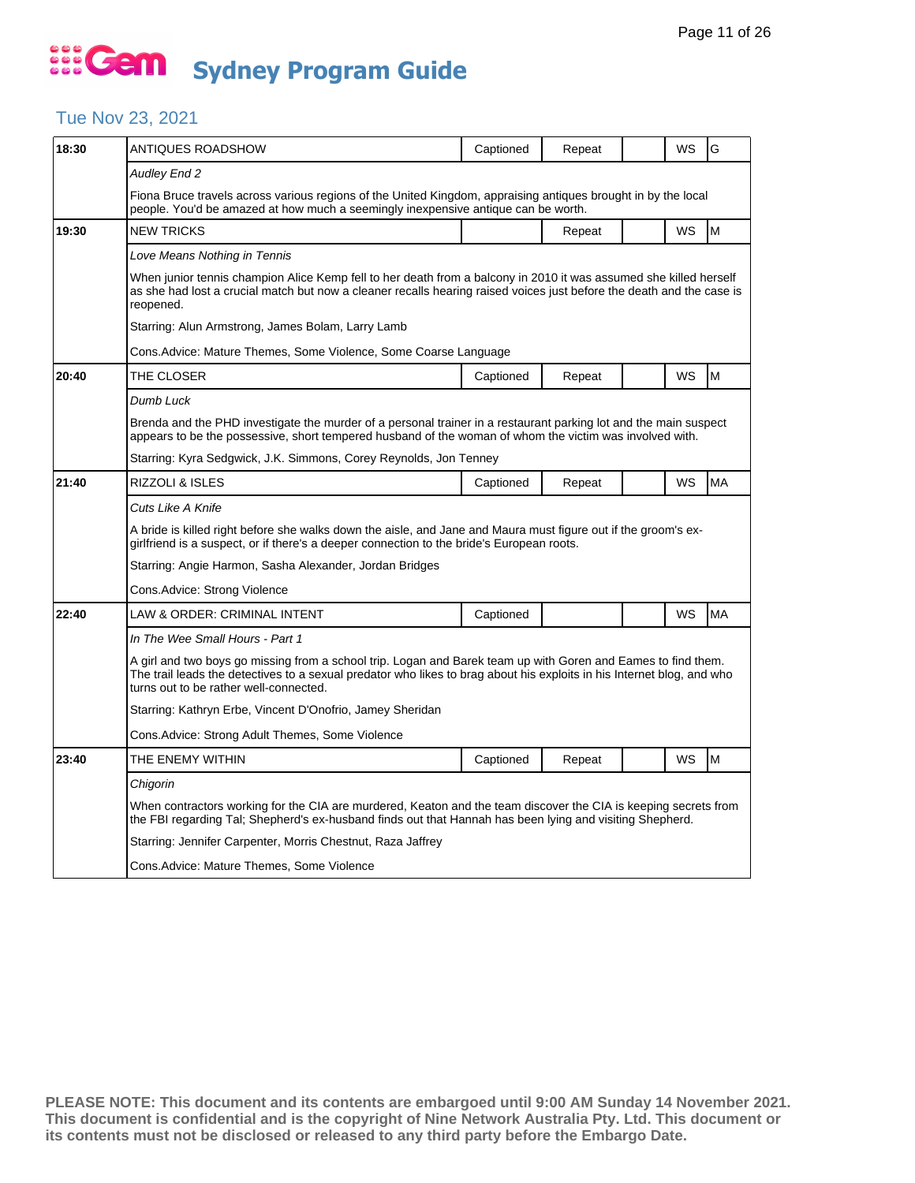# Gem Sydney Program Guide

## Tue Nov 23, 2021

| Time | Program | Captioned | Repeat | | WS | Rating |
|---|---|---|---|---|---|---|
| 18:30 | ANTIQUES ROADSHOW | Captioned | Repeat | | WS | G |
| | *Audley End 2* | | | | | |
| | Fiona Bruce travels across various regions of the United Kingdom, appraising antiques brought in by the local people. You'd be amazed at how much a seemingly inexpensive antique can be worth. | | | | | |
| 19:30 | NEW TRICKS | | Repeat | | WS | M |
| | *Love Means Nothing in Tennis* | | | | | |
| | When junior tennis champion Alice Kemp fell to her death from a balcony in 2010 it was assumed she killed herself as she had lost a crucial match but now a cleaner recalls hearing raised voices just before the death and the case is reopened. | | | | | |
| | Starring: Alun Armstrong, James Bolam, Larry Lamb | | | | | |
| | Cons.Advice: Mature Themes, Some Violence, Some Coarse Language | | | | | |
| 20:40 | THE CLOSER | Captioned | Repeat | | WS | M |
| | *Dumb Luck* | | | | | |
| | Brenda and the PHD investigate the murder of a personal trainer in a restaurant parking lot and the main suspect appears to be the possessive, short tempered husband of the woman of whom the victim was involved with. | | | | | |
| | Starring: Kyra Sedgwick, J.K. Simmons, Corey Reynolds, Jon Tenney | | | | | |
| 21:40 | RIZZOLI & ISLES | Captioned | Repeat | | WS | MA |
| | *Cuts Like A Knife* | | | | | |
| | A bride is killed right before she walks down the aisle, and Jane and Maura must figure out if the groom's ex-girlfriend is a suspect, or if there's a deeper connection to the bride's European roots. | | | | | |
| | Starring: Angie Harmon, Sasha Alexander, Jordan Bridges | | | | | |
| | Cons.Advice: Strong Violence | | | | | |
| 22:40 | LAW & ORDER: CRIMINAL INTENT | Captioned | | | WS | MA |
| | *In The Wee Small Hours - Part 1* | | | | | |
| | A girl and two boys go missing from a school trip. Logan and Barek team up with Goren and Eames to find them. The trail leads the detectives to a sexual predator who likes to brag about his exploits in his Internet blog, and who turns out to be rather well-connected. | | | | | |
| | Starring: Kathryn Erbe, Vincent D'Onofrio, Jamey Sheridan | | | | | |
| | Cons.Advice: Strong Adult Themes, Some Violence | | | | | |
| 23:40 | THE ENEMY WITHIN | Captioned | Repeat | | WS | M |
| | *Chigorin* | | | | | |
| | When contractors working for the CIA are murdered, Keaton and the team discover the CIA is keeping secrets from the FBI regarding Tal; Shepherd's ex-husband finds out that Hannah has been lying and visiting Shepherd. | | | | | |
| | Starring: Jennifer Carpenter, Morris Chestnut, Raza Jaffrey | | | | | |
| | Cons.Advice: Mature Themes, Some Violence | | | | | |

**PLEASE NOTE: This document and its contents are embargoed until 9:00 AM Sunday 14 November 2021. This document is confidential and is the copyright of Nine Network Australia Pty. Ltd. This document or its contents must not be disclosed or released to any third party before the Embargo Date.**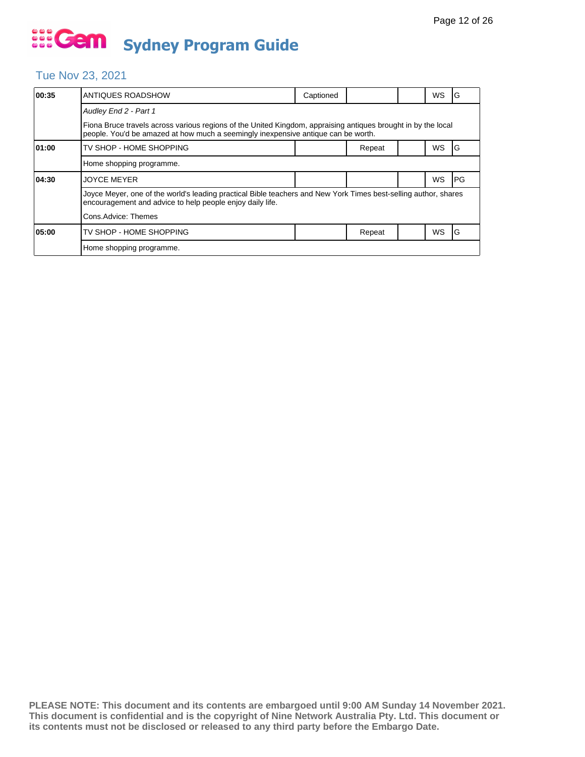# Gem Sydney Program Guide

## Tue Nov 23, 2021

| Time | Program | Captioned | Repeat | | WS | Rating |
|---|---|---|---|---|---|---|
| **00:35** | ANTIQUES ROADSHOW | Captioned | | | WS | G |
| | *Audley End 2 - Part 1* | | | | | |
| | Fiona Bruce travels across various regions of the United Kingdom, appraising antiques brought in by the local people. You'd be amazed at how much a seemingly inexpensive antique can be worth. | | | | | |
| **01:00** | TV SHOP - HOME SHOPPING | | Repeat | | WS | G |
| | Home shopping programme. | | | | | |
| **04:30** | JOYCE MEYER | | | | WS | PG |
| | Joyce Meyer, one of the world's leading practical Bible teachers and New York Times best-selling author, shares encouragement and advice to help people enjoy daily life. | | | | | |
| | Cons.Advice: Themes | | | | | |
| **05:00** | TV SHOP - HOME SHOPPING | | Repeat | | WS | G |
| | Home shopping programme. | | | | | |

**PLEASE NOTE: This document and its contents are embargoed until 9:00 AM Sunday 14 November 2021. This document is confidential and is the copyright of Nine Network Australia Pty. Ltd. This document or its contents must not be disclosed or released to any third party before the Embargo Date.**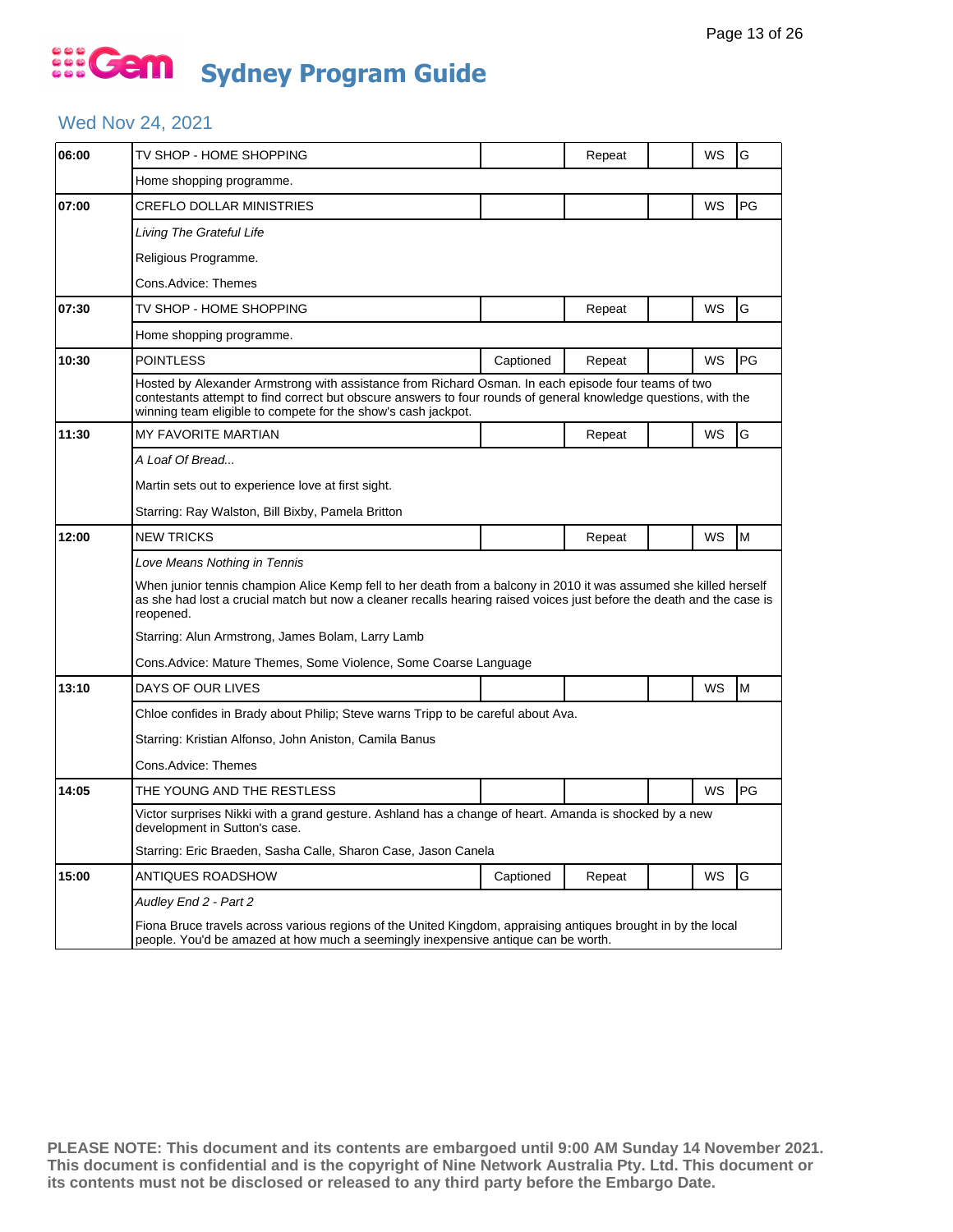# Gem Sydney Program Guide

## Wed Nov 24, 2021

| Time | Program | Captioned | Repeat | | WS | Rating |
|---|---|---|---|---|---|---|
| 06:00 | TV SHOP - HOME SHOPPING | | Repeat | | WS | G |
| | Home shopping programme. | | | | | |
| 07:00 | CREFLO DOLLAR MINISTRIES | | | | WS | PG |
| | *Living The Grateful Life*<br>Religious Programme.<br>Cons.Advice: Themes | | | | | |
| 07:30 | TV SHOP - HOME SHOPPING | | Repeat | | WS | G |
| | Home shopping programme. | | | | | |
| 10:30 | POINTLESS | Captioned | Repeat | | WS | PG |
| | Hosted by Alexander Armstrong with assistance from Richard Osman. In each episode four teams of two contestants attempt to find correct but obscure answers to four rounds of general knowledge questions, with the winning team eligible to compete for the show's cash jackpot. | | | | | |
| 11:30 | MY FAVORITE MARTIAN | | Repeat | | WS | G |
| | *A Loaf Of Bread...*<br>Martin sets out to experience love at first sight.<br>Starring: Ray Walston, Bill Bixby, Pamela Britton | | | | | |
| 12:00 | NEW TRICKS | | Repeat | | WS | M |
| | *Love Means Nothing in Tennis*<br>When junior tennis champion Alice Kemp fell to her death from a balcony in 2010 it was assumed she killed herself as she had lost a crucial match but now a cleaner recalls hearing raised voices just before the death and the case is reopened.<br>Starring: Alun Armstrong, James Bolam, Larry Lamb<br>Cons.Advice: Mature Themes, Some Violence, Some Coarse Language | | | | | |
| 13:10 | DAYS OF OUR LIVES | | | | WS | M |
| | Chloe confides in Brady about Philip; Steve warns Tripp to be careful about Ava.<br>Starring: Kristian Alfonso, John Aniston, Camila Banus<br>Cons.Advice: Themes | | | | | |
| 14:05 | THE YOUNG AND THE RESTLESS | | | | WS | PG |
| | Victor surprises Nikki with a grand gesture. Ashland has a change of heart. Amanda is shocked by a new development in Sutton's case.<br>Starring: Eric Braeden, Sasha Calle, Sharon Case, Jason Canela | | | | | |
| 15:00 | ANTIQUES ROADSHOW | Captioned | Repeat | | WS | G |
| | *Audley End 2 - Part 2*<br>Fiona Bruce travels across various regions of the United Kingdom, appraising antiques brought in by the local people. You'd be amazed at how much a seemingly inexpensive antique can be worth. | | | | | |

**PLEASE NOTE: This document and its contents are embargoed until 9:00 AM Sunday 14 November 2021. This document is confidential and is the copyright of Nine Network Australia Pty. Ltd. This document or its contents must not be disclosed or released to any third party before the Embargo Date.**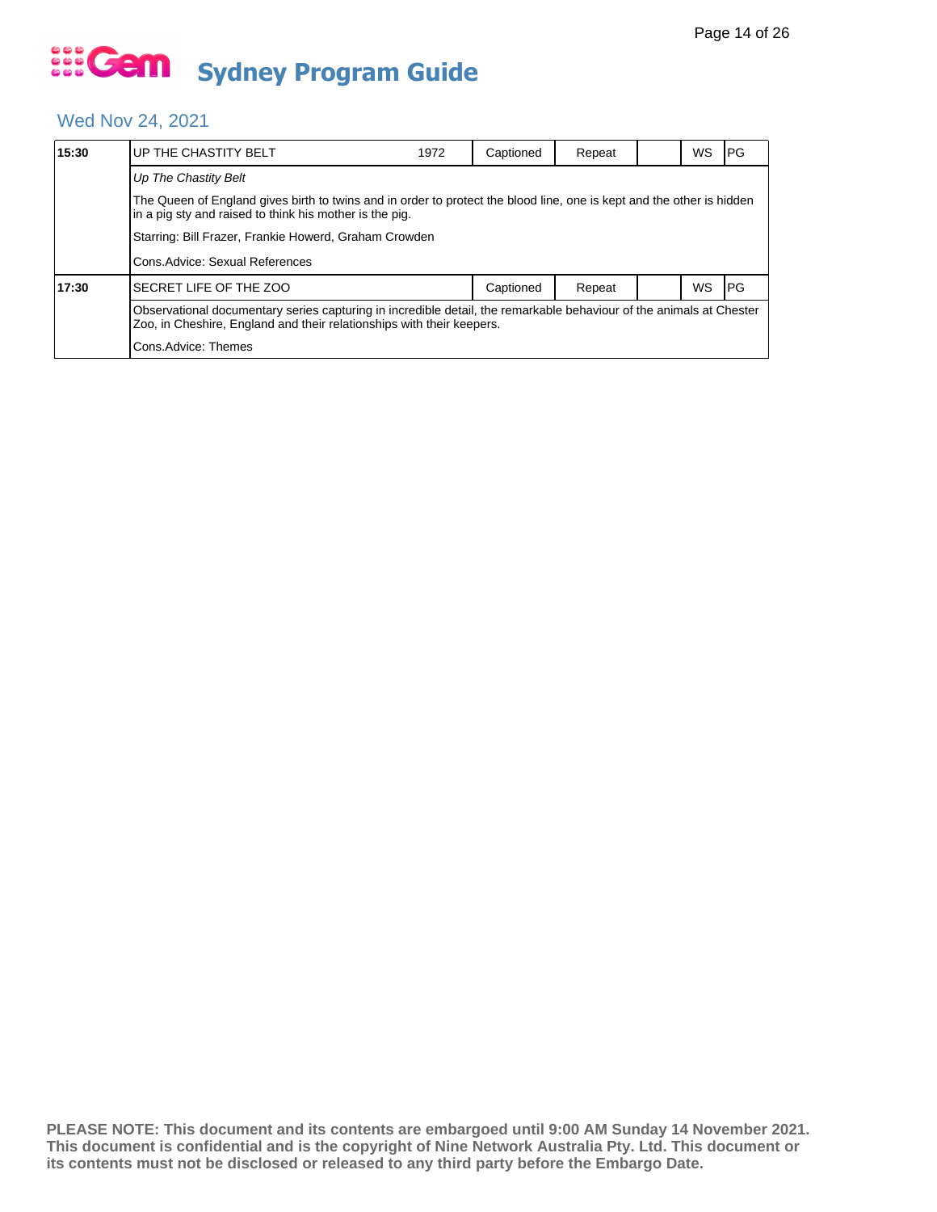# Gem Sydney Program Guide

## Wed Nov 24, 2021

| Time | Program | Year | Captioned | Repeat | | WS | Rating |
|---|---|---|---|---|---|---|---|
| 15:30 | UP THE CHASTITY BELT | 1972 | Captioned | Repeat | | WS | PG |

*Up The Chastity Belt*

The Queen of England gives birth to twins and in order to protect the blood line, one is kept and the other is hidden in a pig sty and raised to think his mother is the pig.

Starring: Bill Frazer, Frankie Howerd, Graham Crowden

Cons.Advice: Sexual References

| Time | Program | Captioned | Repeat | | WS | Rating |
|---|---|---|---|---|---|---|
| 17:30 | SECRET LIFE OF THE ZOO | Captioned | Repeat | | WS | PG |

Observational documentary series capturing in incredible detail, the remarkable behaviour of the animals at Chester Zoo, in Cheshire, England and their relationships with their keepers.

Cons.Advice: Themes

**PLEASE NOTE: This document and its contents are embargoed until 9:00 AM Sunday 14 November 2021. This document is confidential and is the copyright of Nine Network Australia Pty. Ltd. This document or its contents must not be disclosed or released to any third party before the Embargo Date.**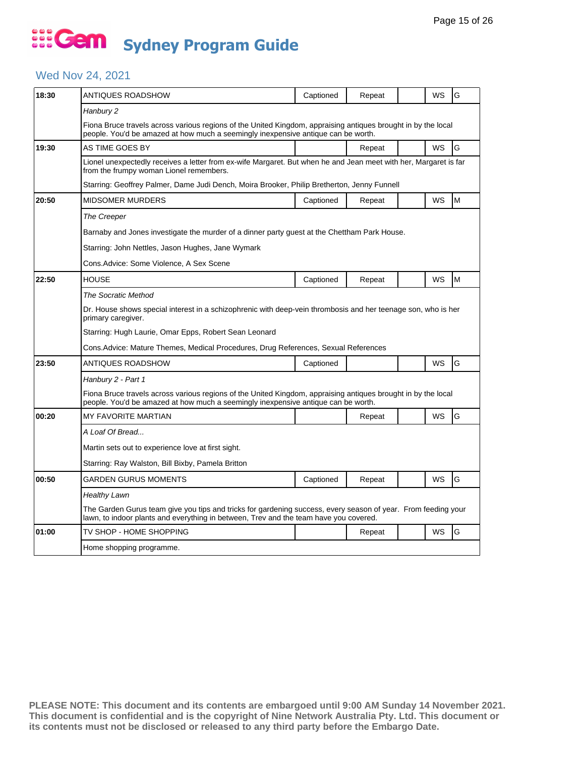# Gem Sydney Program Guide

## Wed Nov 24, 2021

| Time | Program | Captioned | Repeat | | WS | Rating |
|---|---|---|---|---|---|---|
| 18:30 | ANTIQUES ROADSHOW | Captioned | Repeat | | WS | G |
| | *Hanbury 2* | | | | | |
| | Fiona Bruce travels across various regions of the United Kingdom, appraising antiques brought in by the local people. You'd be amazed at how much a seemingly inexpensive antique can be worth. | | | | | |
| 19:30 | AS TIME GOES BY | | Repeat | | WS | G |
| | Lionel unexpectedly receives a letter from ex-wife Margaret. But when he and Jean meet with her, Margaret is far from the frumpy woman Lionel remembers. | | | | | |
| | Starring: Geoffrey Palmer, Dame Judi Dench, Moira Brooker, Philip Bretherton, Jenny Funnell | | | | | |
| 20:50 | MIDSOMER MURDERS | Captioned | Repeat | | WS | M |
| | *The Creeper* | | | | | |
| | Barnaby and Jones investigate the murder of a dinner party guest at the Chettham Park House. | | | | | |
| | Starring: John Nettles, Jason Hughes, Jane Wymark | | | | | |
| | Cons.Advice: Some Violence, A Sex Scene | | | | | |
| 22:50 | HOUSE | Captioned | Repeat | | WS | M |
| | *The Socratic Method* | | | | | |
| | Dr. House shows special interest in a schizophrenic with deep-vein thrombosis and her teenage son, who is her primary caregiver. | | | | | |
| | Starring: Hugh Laurie, Omar Epps, Robert Sean Leonard | | | | | |
| | Cons.Advice: Mature Themes, Medical Procedures, Drug References, Sexual References | | | | | |
| 23:50 | ANTIQUES ROADSHOW | Captioned | | | WS | G |
| | *Hanbury 2 - Part 1* | | | | | |
| | Fiona Bruce travels across various regions of the United Kingdom, appraising antiques brought in by the local people. You'd be amazed at how much a seemingly inexpensive antique can be worth. | | | | | |
| 00:20 | MY FAVORITE MARTIAN | | Repeat | | WS | G |
| | *A Loaf Of Bread...* | | | | | |
| | Martin sets out to experience love at first sight. | | | | | |
| | Starring: Ray Walston, Bill Bixby, Pamela Britton | | | | | |
| 00:50 | GARDEN GURUS MOMENTS | Captioned | Repeat | | WS | G |
| | *Healthy Lawn* | | | | | |
| | The Garden Gurus team give you tips and tricks for gardening success, every season of year. From feeding your lawn, to indoor plants and everything in between, Trev and the team have you covered. | | | | | |
| 01:00 | TV SHOP - HOME SHOPPING | | Repeat | | WS | G |
| | Home shopping programme. | | | | | |

**PLEASE NOTE: This document and its contents are embargoed until 9:00 AM Sunday 14 November 2021. This document is confidential and is the copyright of Nine Network Australia Pty. Ltd. This document or its contents must not be disclosed or released to any third party before the Embargo Date.**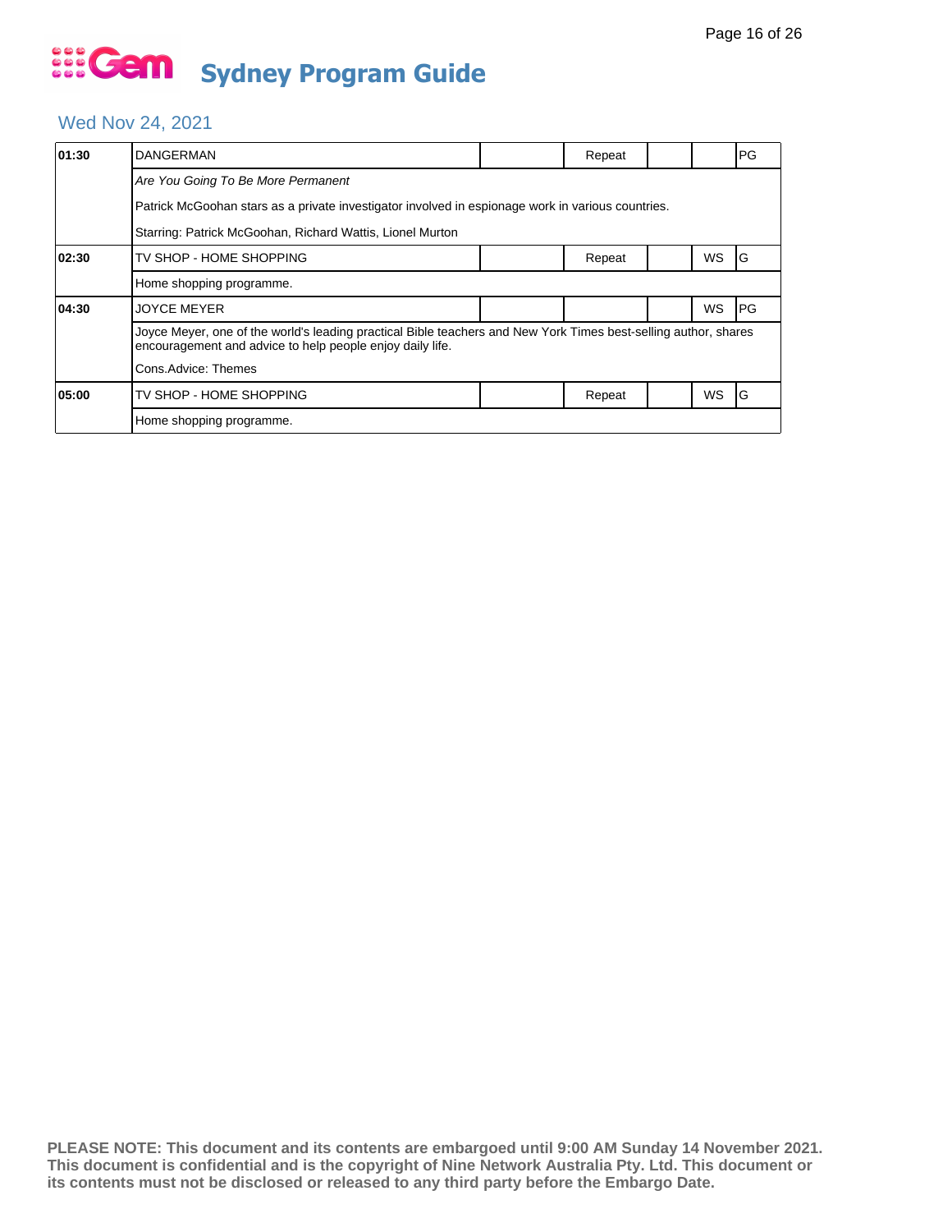# Gem Sydney Program Guide

## Wed Nov 24, 2021

| Time | Program | | | | | | |
|---|---|---|---|---|---|---|---|
| 01:30 | DANGERMAN | | Repeat | | | | PG |
| | *Are You Going To Be More Permanent* | | | | | | |
| | Patrick McGoohan stars as a private investigator involved in espionage work in various countries. | | | | | | |
| | Starring: Patrick McGoohan, Richard Wattis, Lionel Murton | | | | | | |
| 02:30 | TV SHOP - HOME SHOPPING | | Repeat | | | WS | G |
| | Home shopping programme. | | | | | | |
| 04:30 | JOYCE MEYER | | | | | WS | PG |
| | Joyce Meyer, one of the world's leading practical Bible teachers and New York Times best-selling author, shares encouragement and advice to help people enjoy daily life. | | | | | | |
| | Cons.Advice: Themes | | | | | | |
| 05:00 | TV SHOP - HOME SHOPPING | | Repeat | | | WS | G |
| | Home shopping programme. | | | | | | |

**PLEASE NOTE: This document and its contents are embargoed until 9:00 AM Sunday 14 November 2021. This document is confidential and is the copyright of Nine Network Australia Pty. Ltd. This document or its contents must not be disclosed or released to any third party before the Embargo Date.**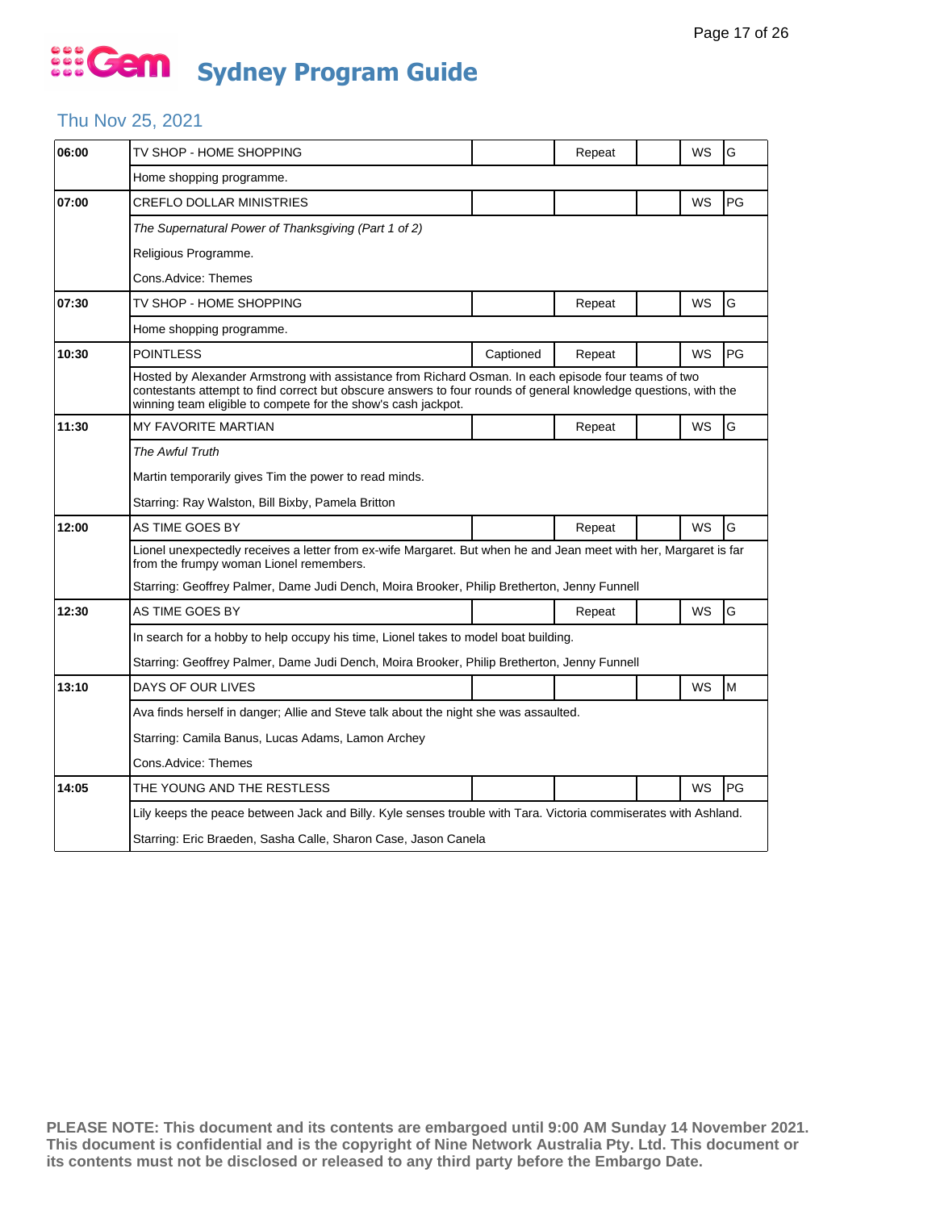# Gem Sydney Program Guide

## Thu Nov 25, 2021

| Time | Program | Captioned | Repeat | | WS | Rating |
|---|---|---|---|---|---|---|
| 06:00 | TV SHOP - HOME SHOPPING | | Repeat | | WS | G |
| | Home shopping programme. | | | | | |
| 07:00 | CREFLO DOLLAR MINISTRIES | | | | WS | PG |
| | *The Supernatural Power of Thanksgiving (Part 1 of 2)*<br>Religious Programme.<br>Cons.Advice: Themes | | | | | |
| 07:30 | TV SHOP - HOME SHOPPING | | Repeat | | WS | G |
| | Home shopping programme. | | | | | |
| 10:30 | POINTLESS | Captioned | Repeat | | WS | PG |
| | Hosted by Alexander Armstrong with assistance from Richard Osman. In each episode four teams of two contestants attempt to find correct but obscure answers to four rounds of general knowledge questions, with the winning team eligible to compete for the show's cash jackpot. | | | | | |
| 11:30 | MY FAVORITE MARTIAN | | Repeat | | WS | G |
| | *The Awful Truth*<br>Martin temporarily gives Tim the power to read minds.<br>Starring: Ray Walston, Bill Bixby, Pamela Britton | | | | | |
| 12:00 | AS TIME GOES BY | | Repeat | | WS | G |
| | Lionel unexpectedly receives a letter from ex-wife Margaret. But when he and Jean meet with her, Margaret is far from the frumpy woman Lionel remembers.<br>Starring: Geoffrey Palmer, Dame Judi Dench, Moira Brooker, Philip Bretherton, Jenny Funnell | | | | | |
| 12:30 | AS TIME GOES BY | | Repeat | | WS | G |
| | In search for a hobby to help occupy his time, Lionel takes to model boat building.<br>Starring: Geoffrey Palmer, Dame Judi Dench, Moira Brooker, Philip Bretherton, Jenny Funnell | | | | | |
| 13:10 | DAYS OF OUR LIVES | | | | WS | M |
| | Ava finds herself in danger; Allie and Steve talk about the night she was assaulted.<br>Starring: Camila Banus, Lucas Adams, Lamon Archey<br>Cons.Advice: Themes | | | | | |
| 14:05 | THE YOUNG AND THE RESTLESS | | | | WS | PG |
| | Lily keeps the peace between Jack and Billy. Kyle senses trouble with Tara. Victoria commiserates with Ashland.<br>Starring: Eric Braeden, Sasha Calle, Sharon Case, Jason Canela | | | | | |

**PLEASE NOTE: This document and its contents are embargoed until 9:00 AM Sunday 14 November 2021. This document is confidential and is the copyright of Nine Network Australia Pty. Ltd. This document or its contents must not be disclosed or released to any third party before the Embargo Date.**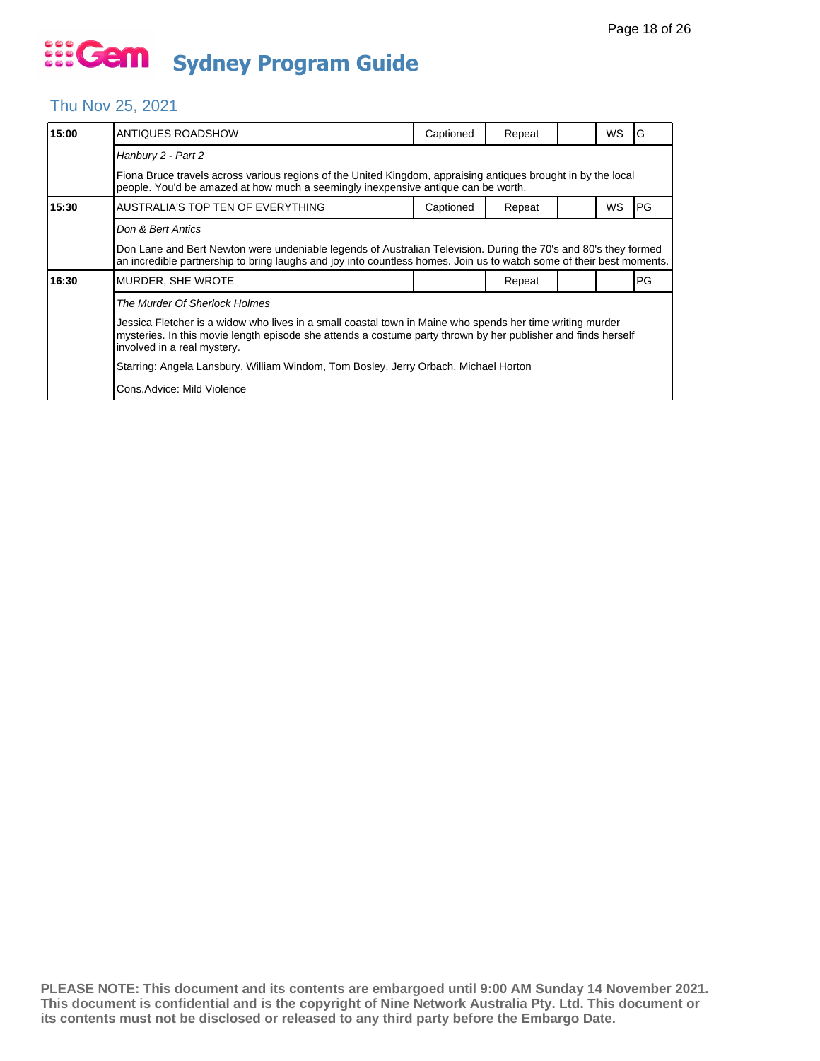# Gem Sydney Program Guide

## Thu Nov 25, 2021

| Time | Program | Captioned | Repeat | | WS | Rating |
|---|---|---|---|---|---|---|
| **15:00** | ANTIQUES ROADSHOW | Captioned | Repeat | | WS | G |
| | *Hanbury 2 - Part 2* | | | | | |
| | Fiona Bruce travels across various regions of the United Kingdom, appraising antiques brought in by the local people. You'd be amazed at how much a seemingly inexpensive antique can be worth. | | | | | |
| **15:30** | AUSTRALIA'S TOP TEN OF EVERYTHING | Captioned | Repeat | | WS | PG |
| | *Don & Bert Antics* | | | | | |
| | Don Lane and Bert Newton were undeniable legends of Australian Television. During the 70's and 80's they formed an incredible partnership to bring laughs and joy into countless homes. Join us to watch some of their best moments. | | | | | |
| **16:30** | MURDER, SHE WROTE | | Repeat | | | PG |
| | *The Murder Of Sherlock Holmes* | | | | | |
| | Jessica Fletcher is a widow who lives in a small coastal town in Maine who spends her time writing murder mysteries. In this movie length episode she attends a costume party thrown by her publisher and finds herself involved in a real mystery. | | | | | |
| | Starring: Angela Lansbury, William Windom, Tom Bosley, Jerry Orbach, Michael Horton | | | | | |
| | Cons.Advice: Mild Violence | | | | | |

**PLEASE NOTE: This document and its contents are embargoed until 9:00 AM Sunday 14 November 2021. This document is confidential and is the copyright of Nine Network Australia Pty. Ltd. This document or its contents must not be disclosed or released to any third party before the Embargo Date.**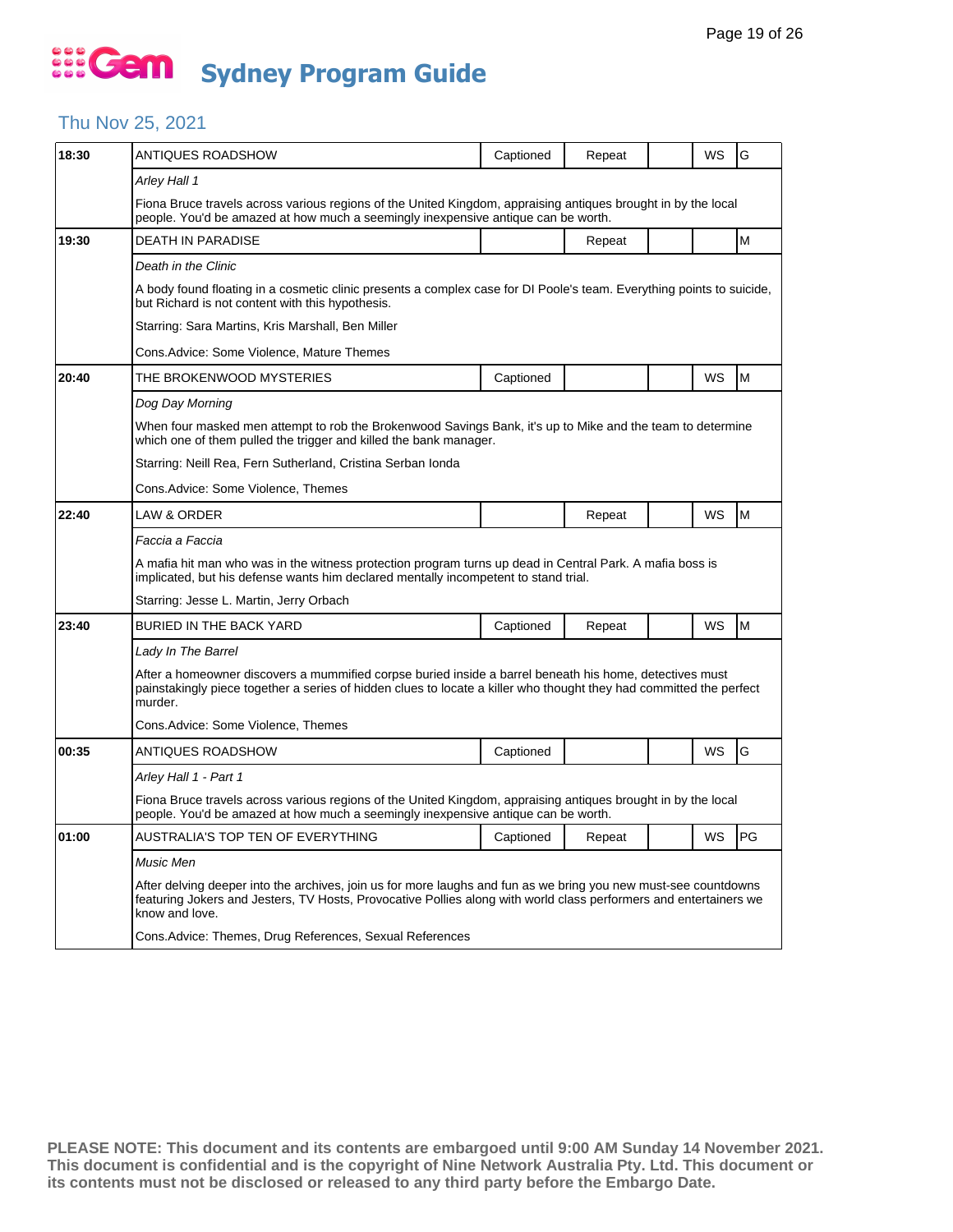# Gem Sydney Program Guide

## Thu Nov 25, 2021

| Time | Program | Captioned | Repeat | | WS | Rating |
|---|---|---|---|---|---|---|
| 18:30 | ANTIQUES ROADSHOW | Captioned | Repeat | | WS | G |
| | *Arley Hall 1* | | | | | |
| | Fiona Bruce travels across various regions of the United Kingdom, appraising antiques brought in by the local people. You'd be amazed at how much a seemingly inexpensive antique can be worth. | | | | | |
| 19:30 | DEATH IN PARADISE | | Repeat | | | M |
| | *Death in the Clinic* | | | | | |
| | A body found floating in a cosmetic clinic presents a complex case for DI Poole's team. Everything points to suicide, but Richard is not content with this hypothesis. | | | | | |
| | Starring: Sara Martins, Kris Marshall, Ben Miller | | | | | |
| | Cons.Advice: Some Violence, Mature Themes | | | | | |
| 20:40 | THE BROKENWOOD MYSTERIES | Captioned | | | WS | M |
| | *Dog Day Morning* | | | | | |
| | When four masked men attempt to rob the Brokenwood Savings Bank, it's up to Mike and the team to determine which one of them pulled the trigger and killed the bank manager. | | | | | |
| | Starring: Neill Rea, Fern Sutherland, Cristina Serban Ionda | | | | | |
| | Cons.Advice: Some Violence, Themes | | | | | |
| 22:40 | LAW & ORDER | | Repeat | | WS | M |
| | *Faccia a Faccia* | | | | | |
| | A mafia hit man who was in the witness protection program turns up dead in Central Park. A mafia boss is implicated, but his defense wants him declared mentally incompetent to stand trial. | | | | | |
| | Starring: Jesse L. Martin, Jerry Orbach | | | | | |
| 23:40 | BURIED IN THE BACK YARD | Captioned | Repeat | | WS | M |
| | *Lady In The Barrel* | | | | | |
| | After a homeowner discovers a mummified corpse buried inside a barrel beneath his home, detectives must painstakingly piece together a series of hidden clues to locate a killer who thought they had committed the perfect murder. | | | | | |
| | Cons.Advice: Some Violence, Themes | | | | | |
| 00:35 | ANTIQUES ROADSHOW | Captioned | | | WS | G |
| | *Arley Hall 1 - Part 1* | | | | | |
| | Fiona Bruce travels across various regions of the United Kingdom, appraising antiques brought in by the local people. You'd be amazed at how much a seemingly inexpensive antique can be worth. | | | | | |
| 01:00 | AUSTRALIA'S TOP TEN OF EVERYTHING | Captioned | Repeat | | WS | PG |
| | *Music Men* | | | | | |
| | After delving deeper into the archives, join us for more laughs and fun as we bring you new must-see countdowns featuring Jokers and Jesters, TV Hosts, Provocative Pollies along with world class performers and entertainers we know and love. | | | | | |
| | Cons.Advice: Themes, Drug References, Sexual References | | | | | |

**PLEASE NOTE: This document and its contents are embargoed until 9:00 AM Sunday 14 November 2021. This document is confidential and is the copyright of Nine Network Australia Pty. Ltd. This document or its contents must not be disclosed or released to any third party before the Embargo Date.**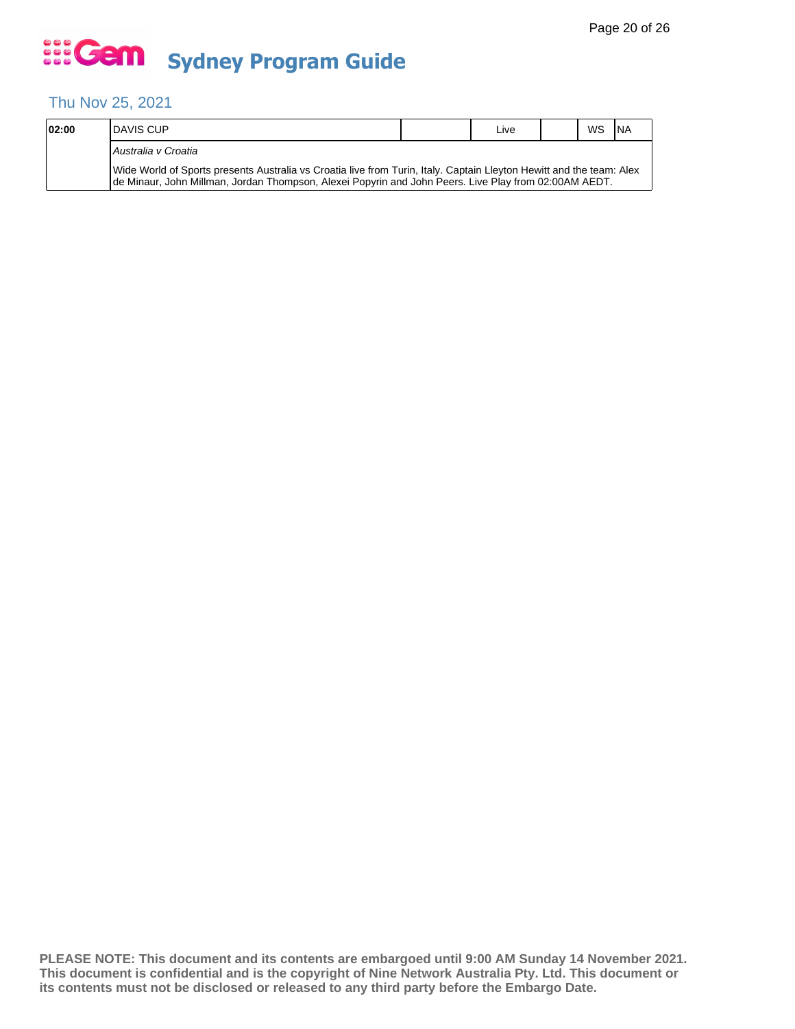# Sydney Program Guide

## Thu Nov 25, 2021

| Time | Program | | | | | |
|---|---|---|---|---|---|---|
| **02:00** | DAVIS CUP | | Live | | WS | NA |
| | *Australia v Croatia* | | | | | |
| | Wide World of Sports presents Australia vs Croatia live from Turin, Italy. Captain Lleyton Hewitt and the team: Alex de Minaur, John Millman, Jordan Thompson, Alexei Popyrin and John Peers. Live Play from 02:00AM AEDT. | | | | | |

**PLEASE NOTE: This document and its contents are embargoed until 9:00 AM Sunday 14 November 2021. This document is confidential and is the copyright of Nine Network Australia Pty. Ltd. This document or its contents must not be disclosed or released to any third party before the Embargo Date.**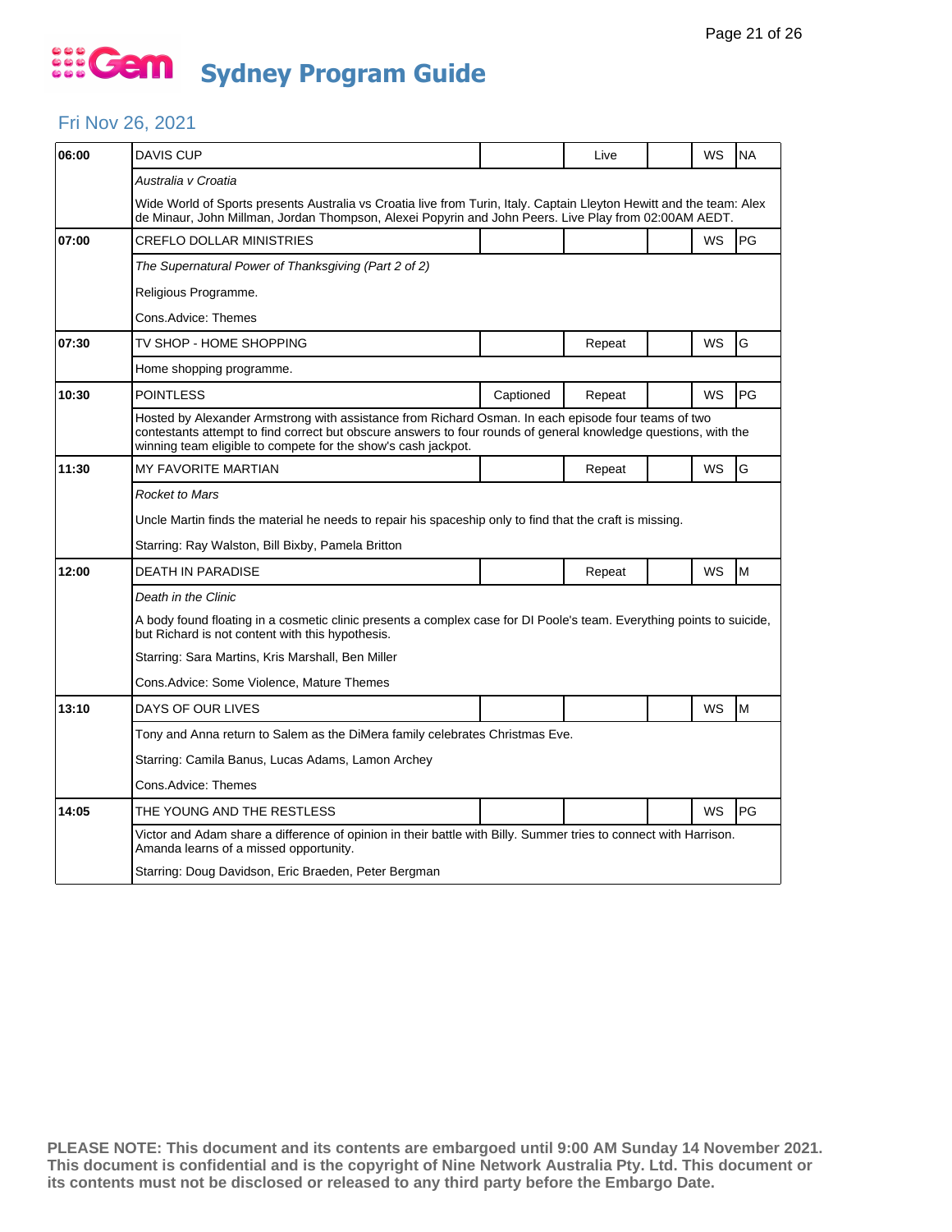# Gem Sydney Program Guide

## Fri Nov 26, 2021

| Time | Program | Captioned | Live/Repeat | | WS | Rating |
|---|---|---|---|---|---|---|
| 06:00 | DAVIS CUP | | Live | | WS | NA |
| | *Australia v Croatia* | | | | | |
| | Wide World of Sports presents Australia vs Croatia live from Turin, Italy. Captain Lleyton Hewitt and the team: Alex de Minaur, John Millman, Jordan Thompson, Alexei Popyrin and John Peers. Live Play from 02:00AM AEDT. | | | | | |
| 07:00 | CREFLO DOLLAR MINISTRIES | | | | WS | PG |
| | *The Supernatural Power of Thanksgiving (Part 2 of 2)* | | | | | |
| | Religious Programme. | | | | | |
| | Cons.Advice: Themes | | | | | |
| 07:30 | TV SHOP - HOME SHOPPING | | Repeat | | WS | G |
| | Home shopping programme. | | | | | |
| 10:30 | POINTLESS | Captioned | Repeat | | WS | PG |
| | Hosted by Alexander Armstrong with assistance from Richard Osman. In each episode four teams of two contestants attempt to find correct but obscure answers to four rounds of general knowledge questions, with the winning team eligible to compete for the show's cash jackpot. | | | | | |
| 11:30 | MY FAVORITE MARTIAN | | Repeat | | WS | G |
| | *Rocket to Mars* | | | | | |
| | Uncle Martin finds the material he needs to repair his spaceship only to find that the craft is missing. | | | | | |
| | Starring: Ray Walston, Bill Bixby, Pamela Britton | | | | | |
| 12:00 | DEATH IN PARADISE | | Repeat | | WS | M |
| | *Death in the Clinic* | | | | | |
| | A body found floating in a cosmetic clinic presents a complex case for DI Poole's team. Everything points to suicide, but Richard is not content with this hypothesis. | | | | | |
| | Starring: Sara Martins, Kris Marshall, Ben Miller | | | | | |
| | Cons.Advice: Some Violence, Mature Themes | | | | | |
| 13:10 | DAYS OF OUR LIVES | | | | WS | M |
| | Tony and Anna return to Salem as the DiMera family celebrates Christmas Eve. | | | | | |
| | Starring: Camila Banus, Lucas Adams, Lamon Archey | | | | | |
| | Cons.Advice: Themes | | | | | |
| 14:05 | THE YOUNG AND THE RESTLESS | | | | WS | PG |
| | Victor and Adam share a difference of opinion in their battle with Billy. Summer tries to connect with Harrison. Amanda learns of a missed opportunity. | | | | | |
| | Starring: Doug Davidson, Eric Braeden, Peter Bergman | | | | | |

**PLEASE NOTE: This document and its contents are embargoed until 9:00 AM Sunday 14 November 2021. This document is confidential and is the copyright of Nine Network Australia Pty. Ltd. This document or its contents must not be disclosed or released to any third party before the Embargo Date.**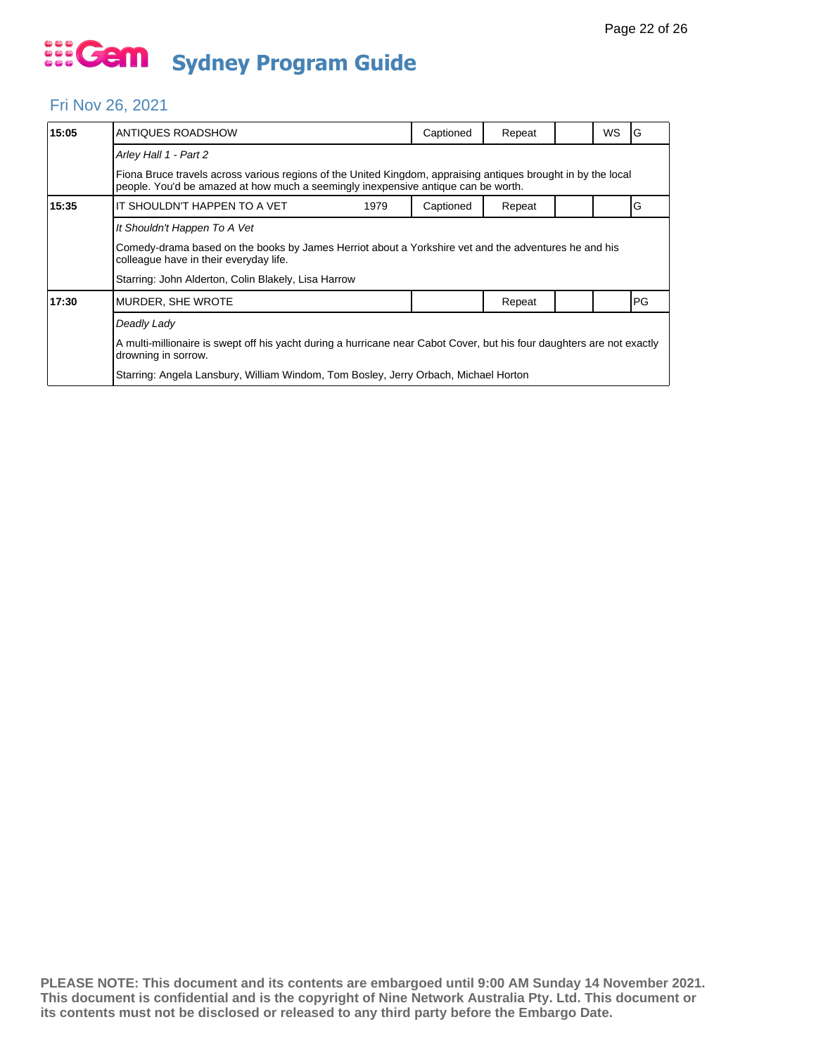# Sydney Program Guide

## Fri Nov 26, 2021

| Time | Program | Year | Captioned | Repeat | | WS | Rating |
|---|---|---|---|---|---|---|---|
| **15:05** | ANTIQUES ROADSHOW | | Captioned | Repeat | | WS | G |
| | *Arley Hall 1 - Part 2* | | | | | | |
| | Fiona Bruce travels across various regions of the United Kingdom, appraising antiques brought in by the local people. You'd be amazed at how much a seemingly inexpensive antique can be worth. | | | | | | |
| **15:35** | IT SHOULDN'T HAPPEN TO A VET | 1979 | Captioned | Repeat | | | G |
| | *It Shouldn't Happen To A Vet* | | | | | | |
| | Comedy-drama based on the books by James Herriot about a Yorkshire vet and the adventures he and his colleague have in their everyday life. | | | | | | |
| | Starring: John Alderton, Colin Blakely, Lisa Harrow | | | | | | |
| **17:30** | MURDER, SHE WROTE | | | Repeat | | | PG |
| | *Deadly Lady* | | | | | | |
| | A multi-millionaire is swept off his yacht during a hurricane near Cabot Cover, but his four daughters are not exactly drowning in sorrow. | | | | | | |
| | Starring: Angela Lansbury, William Windom, Tom Bosley, Jerry Orbach, Michael Horton | | | | | | |

**PLEASE NOTE: This document and its contents are embargoed until 9:00 AM Sunday 14 November 2021. This document is confidential and is the copyright of Nine Network Australia Pty. Ltd. This document or its contents must not be disclosed or released to any third party before the Embargo Date.**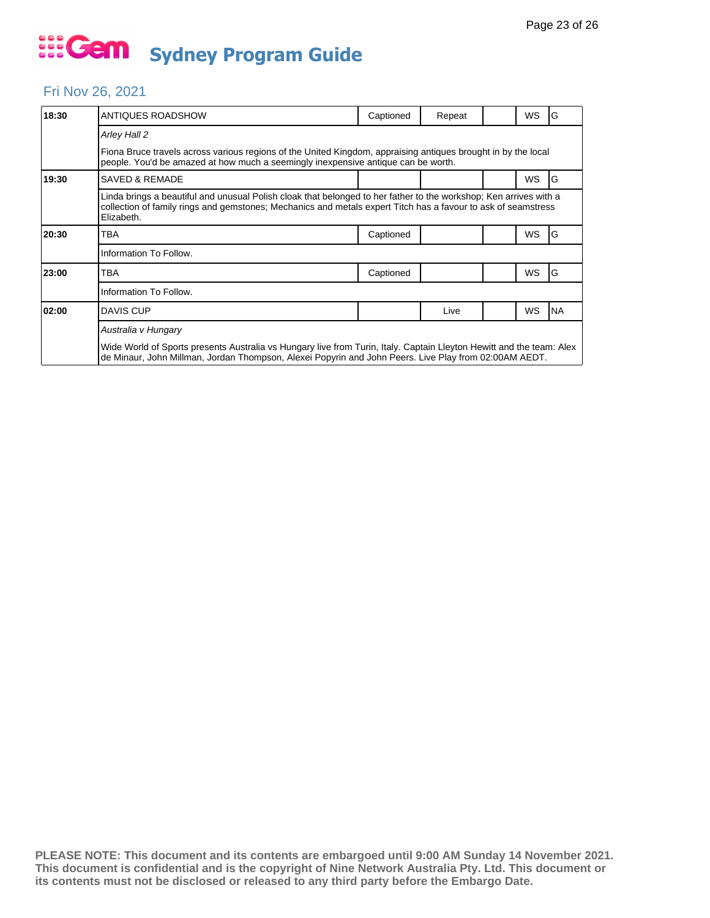# Gem Sydney Program Guide

## Fri Nov 26, 2021

| Time | Program | Captioned | Repeat | | WS | Rating |
|---|---|---|---|---|---|---|
| 18:30 | ANTIQUES ROADSHOW | Captioned | Repeat | | WS | G |
| | *Arley Hall 2*<br><br>Fiona Bruce travels across various regions of the United Kingdom, appraising antiques brought in by the local people. You'd be amazed at how much a seemingly inexpensive antique can be worth. | | | | | |
| 19:30 | SAVED & REMADE | | | | WS | G |
| | Linda brings a beautiful and unusual Polish cloak that belonged to her father to the workshop; Ken arrives with a collection of family rings and gemstones; Mechanics and metals expert Titch has a favour to ask of seamstress Elizabeth. | | | | | |
| 20:30 | TBA | Captioned | | | WS | G |
| | Information To Follow. | | | | | |
| 23:00 | TBA | Captioned | | | WS | G |
| | Information To Follow. | | | | | |
| 02:00 | DAVIS CUP | | Live | | WS | NA |
| | *Australia v Hungary*<br><br>Wide World of Sports presents Australia vs Hungary live from Turin, Italy. Captain Lleyton Hewitt and the team: Alex de Minaur, John Millman, Jordan Thompson, Alexei Popyrin and John Peers. Live Play from 02:00AM AEDT. | | | | | |

**PLEASE NOTE: This document and its contents are embargoed until 9:00 AM Sunday 14 November 2021. This document is confidential and is the copyright of Nine Network Australia Pty. Ltd. This document or its contents must not be disclosed or released to any third party before the Embargo Date.**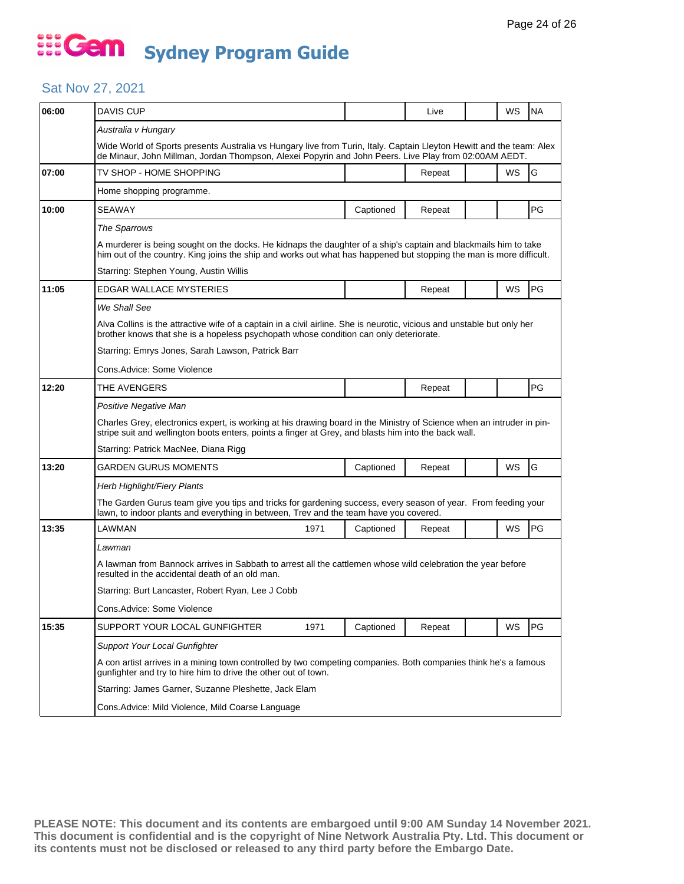# Gem Sydney Program Guide

## Sat Nov 27, 2021

| Time | Program | Year | Captioned | Status | | WS | Rating |
|---|---|---|---|---|---|---|---|
| 06:00 | DAVIS CUP | | | Live | | WS | NA |
| | *Australia v Hungary* | | | | | | |
| | Wide World of Sports presents Australia vs Hungary live from Turin, Italy. Captain Lleyton Hewitt and the team: Alex de Minaur, John Millman, Jordan Thompson, Alexei Popyrin and John Peers. Live Play from 02:00AM AEDT. | | | | | | |
| 07:00 | TV SHOP - HOME SHOPPING | | | Repeat | | WS | G |
| | Home shopping programme. | | | | | | |
| 10:00 | SEAWAY | | Captioned | Repeat | | | PG |
| | *The Sparrows* | | | | | | |
| | A murderer is being sought on the docks. He kidnaps the daughter of a ship's captain and blackmails him to take him out of the country. King joins the ship and works out what has happened but stopping the man is more difficult. | | | | | | |
| | Starring: Stephen Young, Austin Willis | | | | | | |
| 11:05 | EDGAR WALLACE MYSTERIES | | | Repeat | | WS | PG |
| | *We Shall See* | | | | | | |
| | Alva Collins is the attractive wife of a captain in a civil airline. She is neurotic, vicious and unstable but only her brother knows that she is a hopeless psychopath whose condition can only deteriorate. | | | | | | |
| | Starring: Emrys Jones, Sarah Lawson, Patrick Barr | | | | | | |
| | Cons.Advice: Some Violence | | | | | | |
| 12:20 | THE AVENGERS | | | Repeat | | | PG |
| | *Positive Negative Man* | | | | | | |
| | Charles Grey, electronics expert, is working at his drawing board in the Ministry of Science when an intruder in pin-stripe suit and wellington boots enters, points a finger at Grey, and blasts him into the back wall. | | | | | | |
| | Starring: Patrick MacNee, Diana Rigg | | | | | | |
| 13:20 | GARDEN GURUS MOMENTS | | Captioned | Repeat | | WS | G |
| | *Herb Highlight/Fiery Plants* | | | | | | |
| | The Garden Gurus team give you tips and tricks for gardening success, every season of year. From feeding your lawn, to indoor plants and everything in between, Trev and the team have you covered. | | | | | | |
| 13:35 | LAWMAN | 1971 | Captioned | Repeat | | WS | PG |
| | *Lawman* | | | | | | |
| | A lawman from Bannock arrives in Sabbath to arrest all the cattlemen whose wild celebration the year before resulted in the accidental death of an old man. | | | | | | |
| | Starring: Burt Lancaster, Robert Ryan, Lee J Cobb | | | | | | |
| | Cons.Advice: Some Violence | | | | | | |
| 15:35 | SUPPORT YOUR LOCAL GUNFIGHTER | 1971 | Captioned | Repeat | | WS | PG |
| | *Support Your Local Gunfighter* | | | | | | |
| | A con artist arrives in a mining town controlled by two competing companies. Both companies think he's a famous gunfighter and try to hire him to drive the other out of town. | | | | | | |
| | Starring: James Garner, Suzanne Pleshette, Jack Elam | | | | | | |
| | Cons.Advice: Mild Violence, Mild Coarse Language | | | | | | |

**PLEASE NOTE: This document and its contents are embargoed until 9:00 AM Sunday 14 November 2021. This document is confidential and is the copyright of Nine Network Australia Pty. Ltd. This document or its contents must not be disclosed or released to any third party before the Embargo Date.**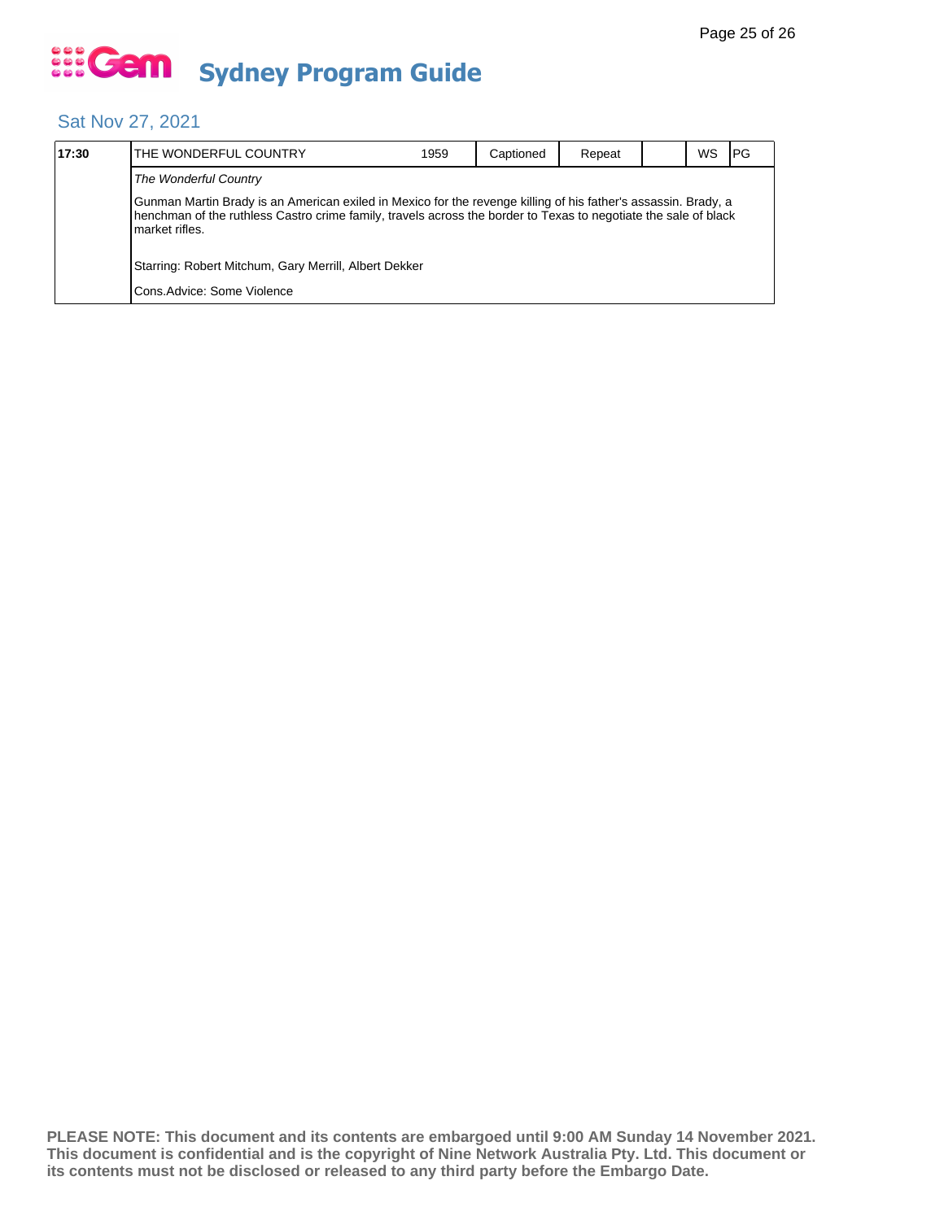# Sydney Program Guide

## Sat Nov 27, 2021

| 17:30 | THE WONDERFUL COUNTRY | 1959 | Captioned | Repeat | | WS | PG |
|---|---|---|---|---|---|---|---|

*The Wonderful Country*

Gunman Martin Brady is an American exiled in Mexico for the revenge killing of his father's assassin. Brady, a henchman of the ruthless Castro crime family, travels across the border to Texas to negotiate the sale of black market rifles.

Starring: Robert Mitchum, Gary Merrill, Albert Dekker

Cons.Advice: Some Violence

**PLEASE NOTE: This document and its contents are embargoed until 9:00 AM Sunday 14 November 2021. This document is confidential and is the copyright of Nine Network Australia Pty. Ltd. This document or its contents must not be disclosed or released to any third party before the Embargo Date.**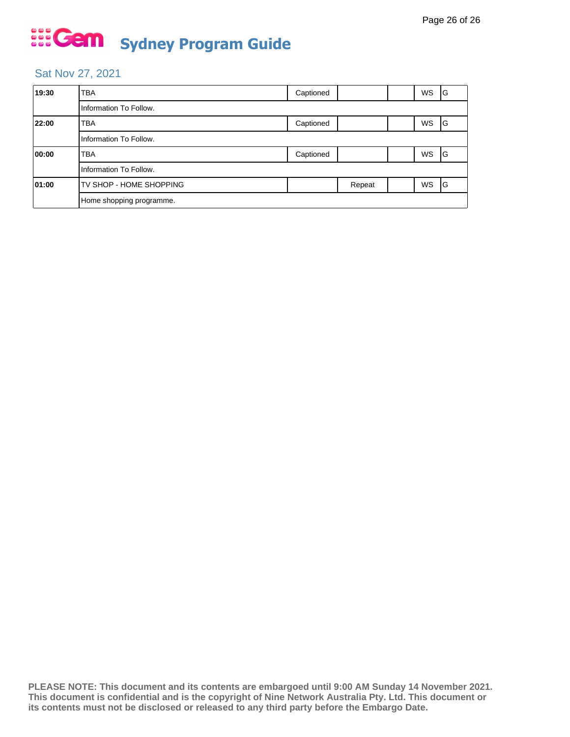# Sydney Program Guide

## Sat Nov 27, 2021

| | | | | | | |
|---|---|---|---|---|---|---|
| **19:30** | TBA | Captioned | | | WS | G |
| | Information To Follow. | | | | | |
| **22:00** | TBA | Captioned | | | WS | G |
| | Information To Follow. | | | | | |
| **00:00** | TBA | Captioned | | | WS | G |
| | Information To Follow. | | | | | |
| **01:00** | TV SHOP - HOME SHOPPING | | Repeat | | WS | G |
| | Home shopping programme. | | | | | |

**PLEASE NOTE: This document and its contents are embargoed until 9:00 AM Sunday 14 November 2021. This document is confidential and is the copyright of Nine Network Australia Pty. Ltd. This document or its contents must not be disclosed or released to any third party before the Embargo Date.**